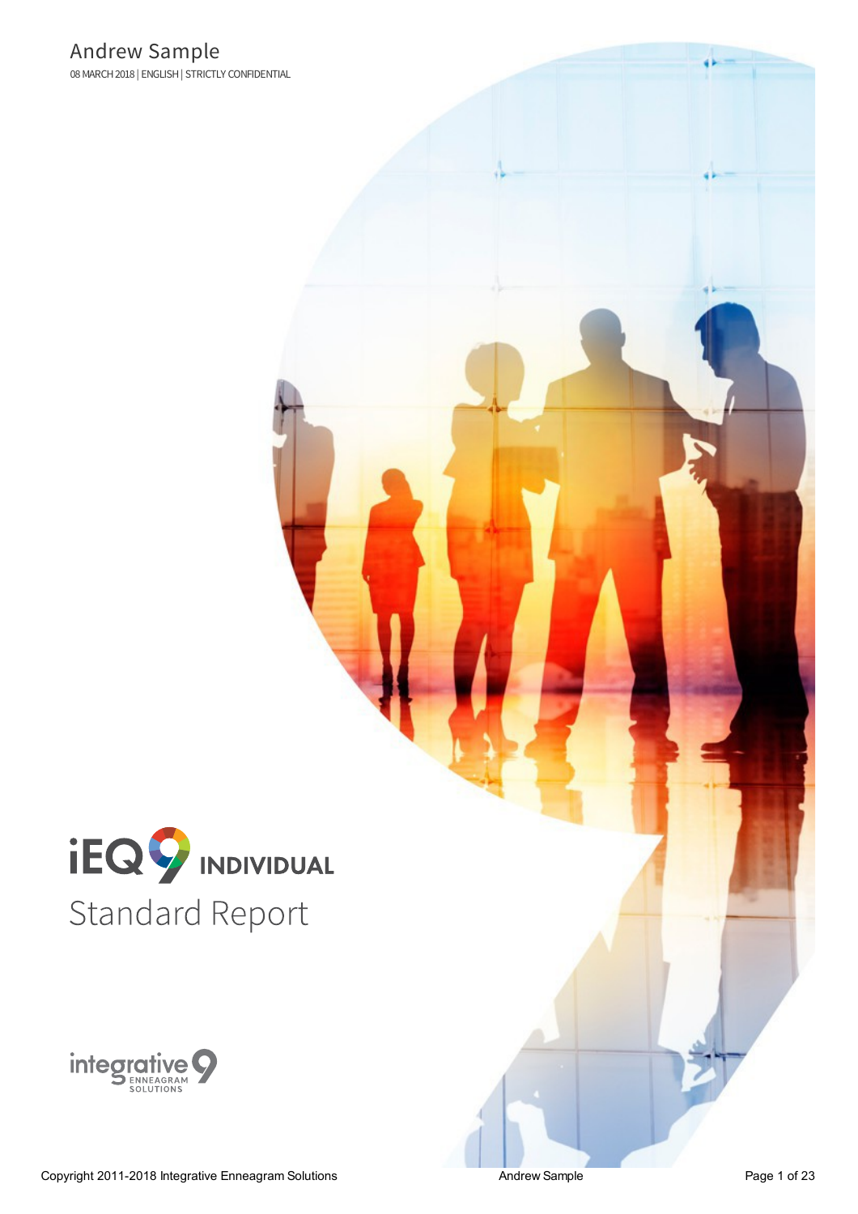# Andrew Sample

08 MARCH 2018 | ENGLISH | STRICTLY CONFIDENTIAL

iEQ9 INDIVIDUAL

## Standard Report

integrative 9 ENNEAGRAM SOLUTIONS

Copyright 2011-2018 Integrative Enneagram Solutions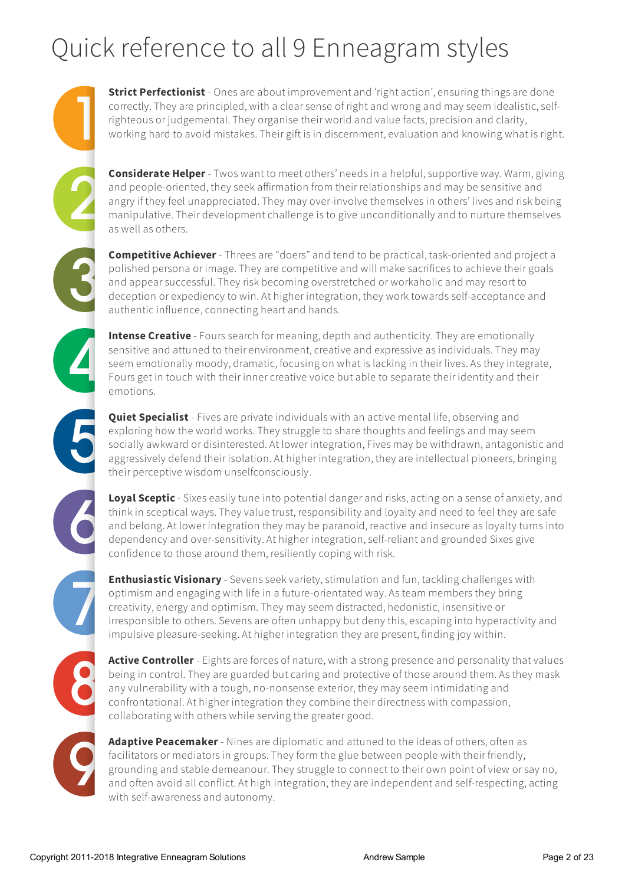# Quick reference to all 9 Enneagram styles

1 **Strict Perfectionist** - Ones are about improvement and 'right action', ensuring things are done correctly. They are principled, with a clear sense of right and wrong and may seem idealistic, self-righteous or judgemental. They organise their world and value facts, precision and clarity, working hard to avoid mistakes. Their gift is in discernment, evaluation and knowing what is right.

2 **Considerate Helper** - Twos want to meet others' needs in a helpful, supportive way. Warm, giving and people-oriented, they seek affirmation from their relationships and may be sensitive and angry if they feel unappreciated. They may over-involve themselves in others' lives and risk being manipulative. Their development challenge is to give unconditionally and to nurture themselves as well as others.

3 **Competitive Achiever** - Threes are "doers" and tend to be practical, task-oriented and project a polished persona or image. They are competitive and will make sacrifices to achieve their goals and appear successful. They risk becoming overstretched or workaholic and may resort to deception or expediency to win. At higher integration, they work towards self-acceptance and authentic influence, connecting heart and hands.

4 **Intense Creative** - Fours search for meaning, depth and authenticity. They are emotionally sensitive and attuned to their environment, creative and expressive as individuals. They may seem emotionally moody, dramatic, focusing on what is lacking in their lives. As they integrate, Fours get in touch with their inner creative voice but able to separate their identity and their emotions.

5 **Quiet Specialist** - Fives are private individuals with an active mental life, observing and exploring how the world works. They struggle to share thoughts and feelings and may seem socially awkward or disinterested. At lower integration, Fives may be withdrawn, antagonistic and aggressively defend their isolation. At higher integration, they are intellectual pioneers, bringing their perceptive wisdom unselfconsciously.

6 **Loyal Sceptic** - Sixes easily tune into potential danger and risks, acting on a sense of anxiety, and think in sceptical ways. They value trust, responsibility and loyalty and need to feel they are safe and belong. At lower integration they may be paranoid, reactive and insecure as loyalty turns into dependency and over-sensitivity. At higher integration, self-reliant and grounded Sixes give confidence to those around them, resiliently coping with risk.

7 **Enthusiastic Visionary** - Sevens seek variety, stimulation and fun, tackling challenges with optimism and engaging with life in a future-orientated way. As team members they bring creativity, energy and optimism. They may seem distracted, hedonistic, insensitive or irresponsible to others. Sevens are often unhappy but deny this, escaping into hyperactivity and impulsive pleasure-seeking. At higher integration they are present, finding joy within.

8 **Active Controller** - Eights are forces of nature, with a strong presence and personality that values being in control. They are guarded but caring and protective of those around them. As they mask any vulnerability with a tough, no-nonsense exterior, they may seem intimidating and confrontational. At higher integration they combine their directness with compassion, collaborating with others while serving the greater good.

9 **Adaptive Peacemaker** - Nines are diplomatic and attuned to the ideas of others, often as facilitators or mediators in groups. They form the glue between people with their friendly, grounding and stable demeanour. They struggle to connect to their own point of view or say no, and often avoid all conflict. At high integration, they are independent and self-respecting, acting with self-awareness and autonomy.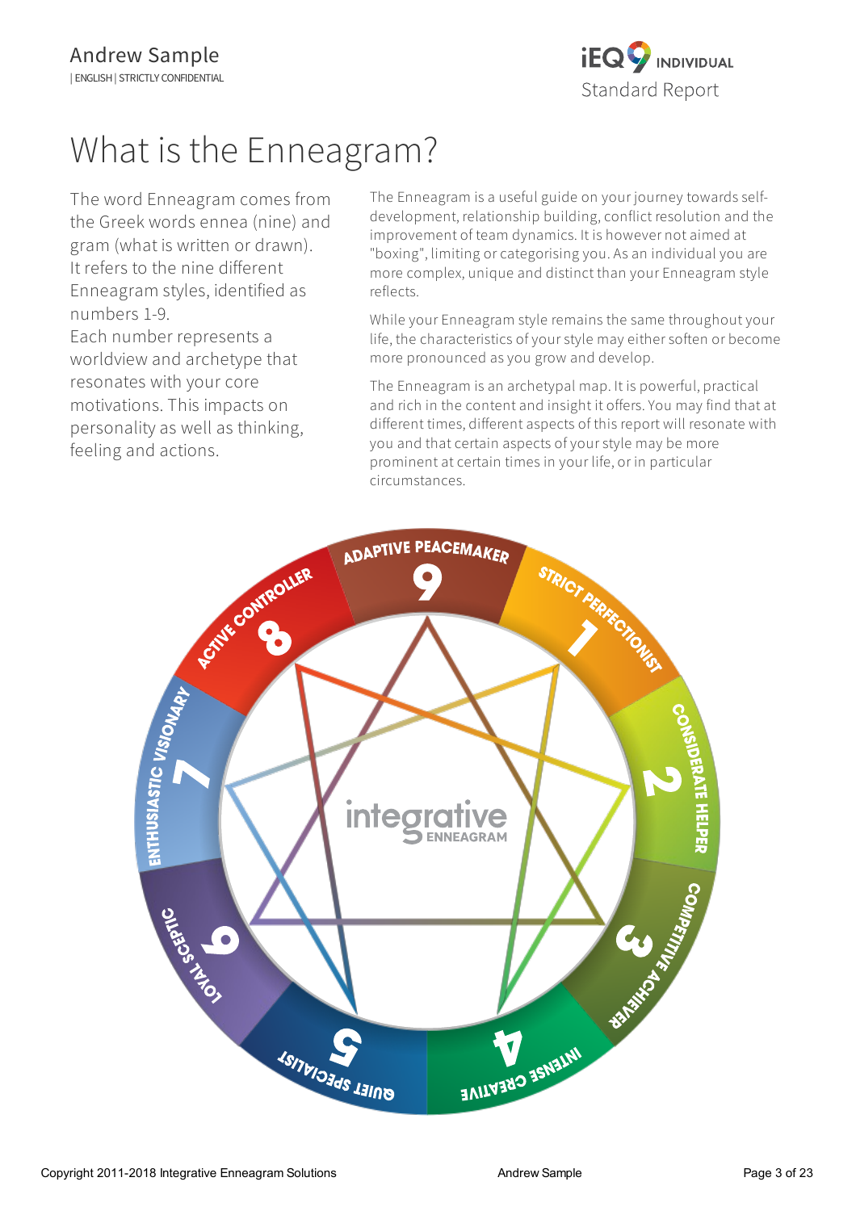# What is the Enneagram?

The word Enneagram comes from the Greek words ennea (nine) and gram (what is written or drawn). It refers to the nine different Enneagram styles, identified as numbers 1-9.
Each number represents a worldview and archetype that resonates with your core motivations. This impacts on personality as well as thinking, feeling and actions.

The Enneagram is a useful guide on your journey towards self-development, relationship building, conflict resolution and the improvement of team dynamics. It is however not aimed at "boxing", limiting or categorising you. As an individual you are more complex, unique and distinct than your Enneagram style reflects.

While your Enneagram style remains the same throughout your life, the characteristics of your style may either soften or become more pronounced as you grow and develop.

The Enneagram is an archetypal map. It is powerful, practical and rich in the content and insight it offers. You may find that at different times, different aspects of this report will resonate with you and that certain aspects of your style may be more prominent at certain times in your life, or in particular circumstances.

9 ADAPTIVE PEACEMAKER

1 STRICT PERFECTIONIST

2 CONSIDERATE HELPER

3 COMPETITIVE ACHIEVER

4 INTENSE CREATIVE

5 QUIET SPECIALIST

6 LOYAL SCEPTIC

7 ENTHUSIASTIC VISIONARY

8 ACTIVE CONTROLLER

integrative ENNEAGRAM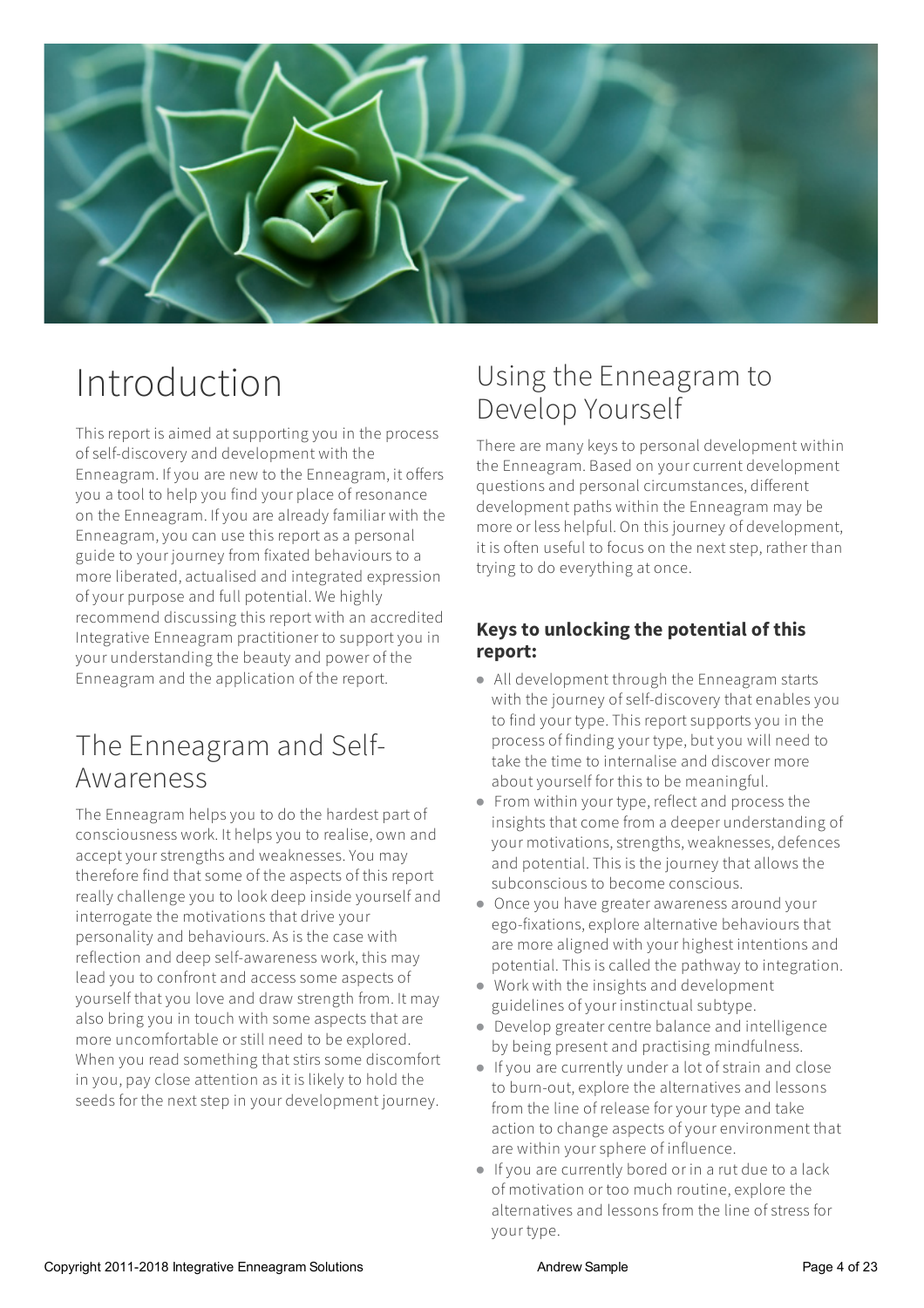# Introduction

This report is aimed at supporting you in the process of self-discovery and development with the Enneagram. If you are new to the Enneagram, it offers you a tool to help you find your place of resonance on the Enneagram. If you are already familiar with the Enneagram, you can use this report as a personal guide to your journey from fixated behaviours to a more liberated, actualised and integrated expression of your purpose and full potential. We highly recommend discussing this report with an accredited Integrative Enneagram practitioner to support you in your understanding the beauty and power of the Enneagram and the application of the report.

## The Enneagram and Self-Awareness

The Enneagram helps you to do the hardest part of consciousness work. It helps you to realise, own and accept your strengths and weaknesses. You may therefore find that some of the aspects of this report really challenge you to look deep inside yourself and interrogate the motivations that drive your personality and behaviours. As is the case with reflection and deep self-awareness work, this may lead you to confront and access some aspects of yourself that you love and draw strength from. It may also bring you in touch with some aspects that are more uncomfortable or still need to be explored. When you read something that stirs some discomfort in you, pay close attention as it is likely to hold the seeds for the next step in your development journey.

## Using the Enneagram to Develop Yourself

There are many keys to personal development within the Enneagram. Based on your current development questions and personal circumstances, different development paths within the Enneagram may be more or less helpful. On this journey of development, it is often useful to focus on the next step, rather than trying to do everything at once.

### Keys to unlocking the potential of this report:

- All development through the Enneagram starts with the journey of self-discovery that enables you to find your type. This report supports you in the process of finding your type, but you will need to take the time to internalise and discover more about yourself for this to be meaningful.
- From within your type, reflect and process the insights that come from a deeper understanding of your motivations, strengths, weaknesses, defences and potential. This is the journey that allows the subconscious to become conscious.
- Once you have greater awareness around your ego-fixations, explore alternative behaviours that are more aligned with your highest intentions and potential. This is called the pathway to integration.
- Work with the insights and development guidelines of your instinctual subtype.
- Develop greater centre balance and intelligence by being present and practising mindfulness.
- If you are currently under a lot of strain and close to burn-out, explore the alternatives and lessons from the line of release for your type and take action to change aspects of your environment that are within your sphere of influence.
- If you are currently bored or in a rut due to a lack of motivation or too much routine, explore the alternatives and lessons from the line of stress for your type.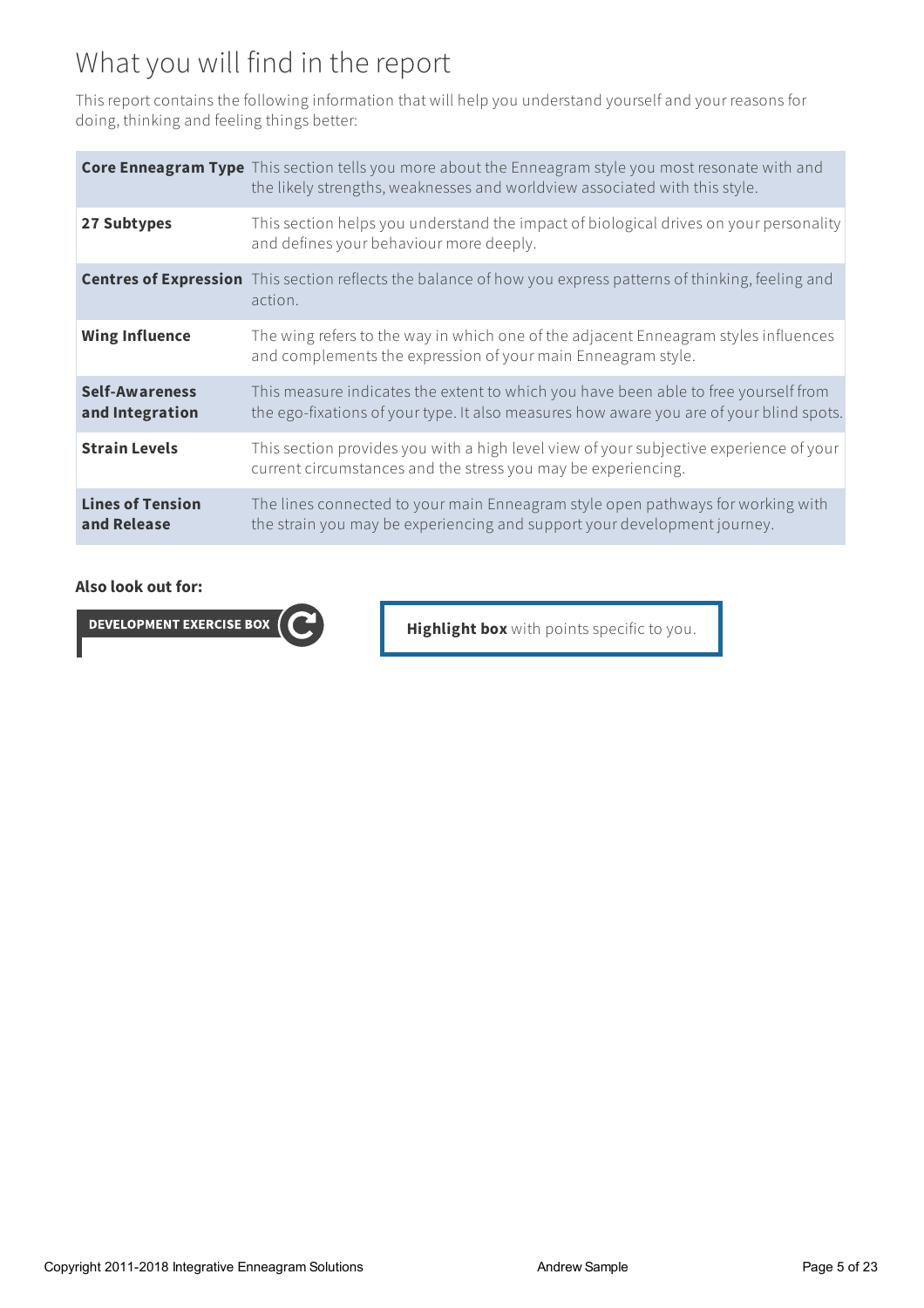# What you will find in the report

This report contains the following information that will help you understand yourself and your reasons for doing, thinking and feeling things better:

| | |
|---|---|
| **Core Enneagram Type** | This section tells you more about the Enneagram style you most resonate with and the likely strengths, weaknesses and worldview associated with this style. |
| **27 Subtypes** | This section helps you understand the impact of biological drives on your personality and defines your behaviour more deeply. |
| **Centres of Expression** | This section reflects the balance of how you express patterns of thinking, feeling and action. |
| **Wing Influence** | The wing refers to the way in which one of the adjacent Enneagram styles influences and complements the expression of your main Enneagram style. |
| **Self-Awareness and Integration** | This measure indicates the extent to which you have been able to free yourself from the ego-fixations of your type. It also measures how aware you are of your blind spots. |
| **Strain Levels** | This section provides you with a high level view of your subjective experience of your current circumstances and the stress you may be experiencing. |
| **Lines of Tension and Release** | The lines connected to your main Enneagram style open pathways for working with the strain you may be experiencing and support your development journey. |

**Also look out for:**

**DEVELOPMENT EXERCISE BOX**

**Highlight box** with points specific to you.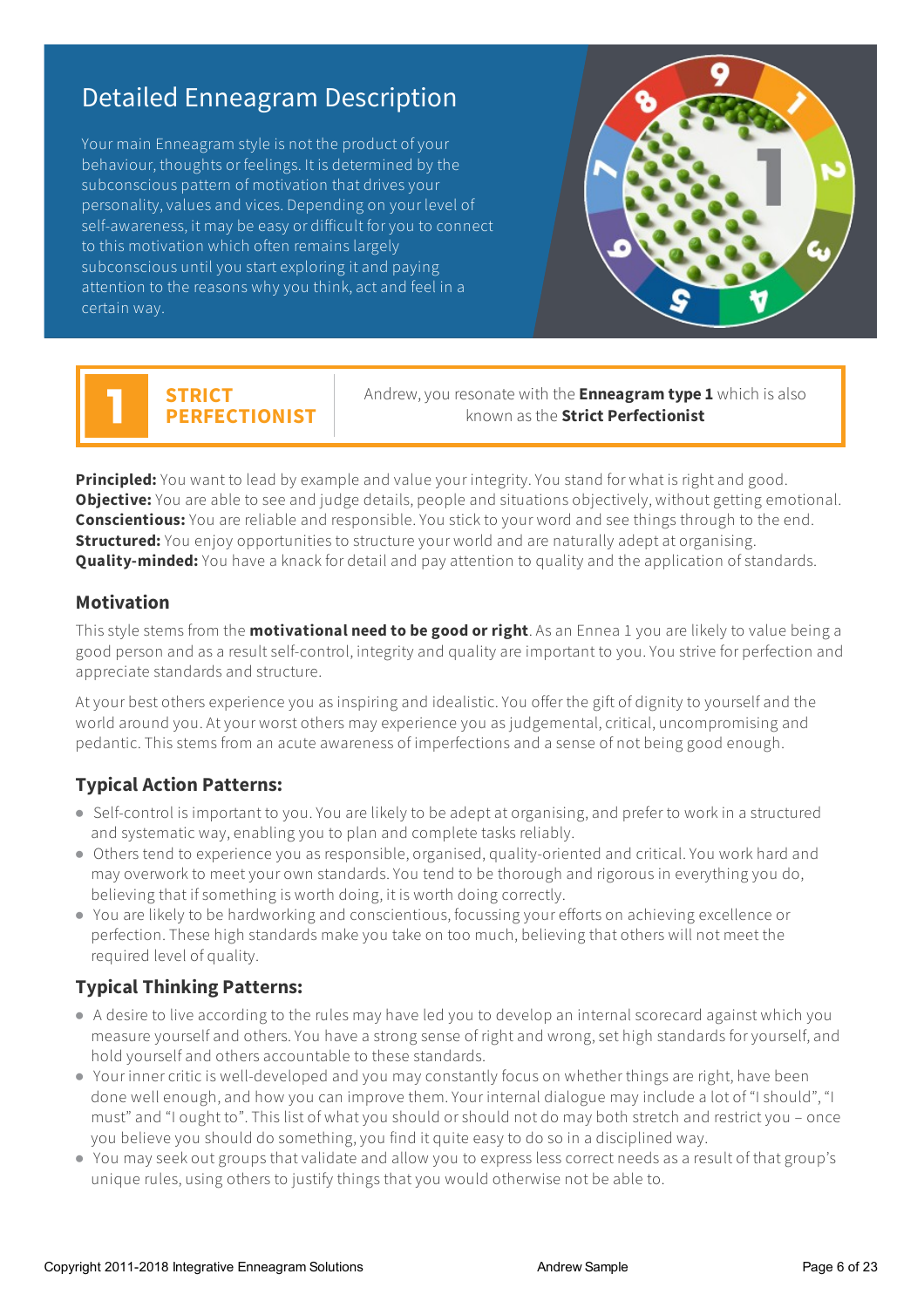# Detailed Enneagram Description

Your main Enneagram style is not the product of your behaviour, thoughts or feelings. It is determined by the subconscious pattern of motivation that drives your personality, values and vices. Depending on your level of self-awareness, it may be easy or difficult for you to connect to this motivation which often remains largely subconscious until you start exploring it and paying attention to the reasons why you think, act and feel in a certain way.

## 1 STRICT PERFECTIONIST

Andrew, you resonate with the **Enneagram type 1** which is also known as the **Strict Perfectionist**

**Principled:** You want to lead by example and value your integrity. You stand for what is right and good.
**Objective:** You are able to see and judge details, people and situations objectively, without getting emotional.
**Conscientious:** You are reliable and responsible. You stick to your word and see things through to the end.
**Structured:** You enjoy opportunities to structure your world and are naturally adept at organising.
**Quality-minded:** You have a knack for detail and pay attention to quality and the application of standards.

### Motivation

This style stems from the **motivational need to be good or right**. As an Ennea 1 you are likely to value being a good person and as a result self-control, integrity and quality are important to you. You strive for perfection and appreciate standards and structure.

At your best others experience you as inspiring and idealistic. You offer the gift of dignity to yourself and the world around you. At your worst others may experience you as judgemental, critical, uncompromising and pedantic. This stems from an acute awareness of imperfections and a sense of not being good enough.

### Typical Action Patterns:

- Self-control is important to you. You are likely to be adept at organising, and prefer to work in a structured and systematic way, enabling you to plan and complete tasks reliably.
- Others tend to experience you as responsible, organised, quality-oriented and critical. You work hard and may overwork to meet your own standards. You tend to be thorough and rigorous in everything you do, believing that if something is worth doing, it is worth doing correctly.
- You are likely to be hardworking and conscientious, focussing your efforts on achieving excellence or perfection. These high standards make you take on too much, believing that others will not meet the required level of quality.

### Typical Thinking Patterns:

- A desire to live according to the rules may have led you to develop an internal scorecard against which you measure yourself and others. You have a strong sense of right and wrong, set high standards for yourself, and hold yourself and others accountable to these standards.
- Your inner critic is well-developed and you may constantly focus on whether things are right, have been done well enough, and how you can improve them. Your internal dialogue may include a lot of "I should", "I must" and "I ought to". This list of what you should or should not do may both stretch and restrict you – once you believe you should do something, you find it quite easy to do so in a disciplined way.
- You may seek out groups that validate and allow you to express less correct needs as a result of that group's unique rules, using others to justify things that you would otherwise not be able to.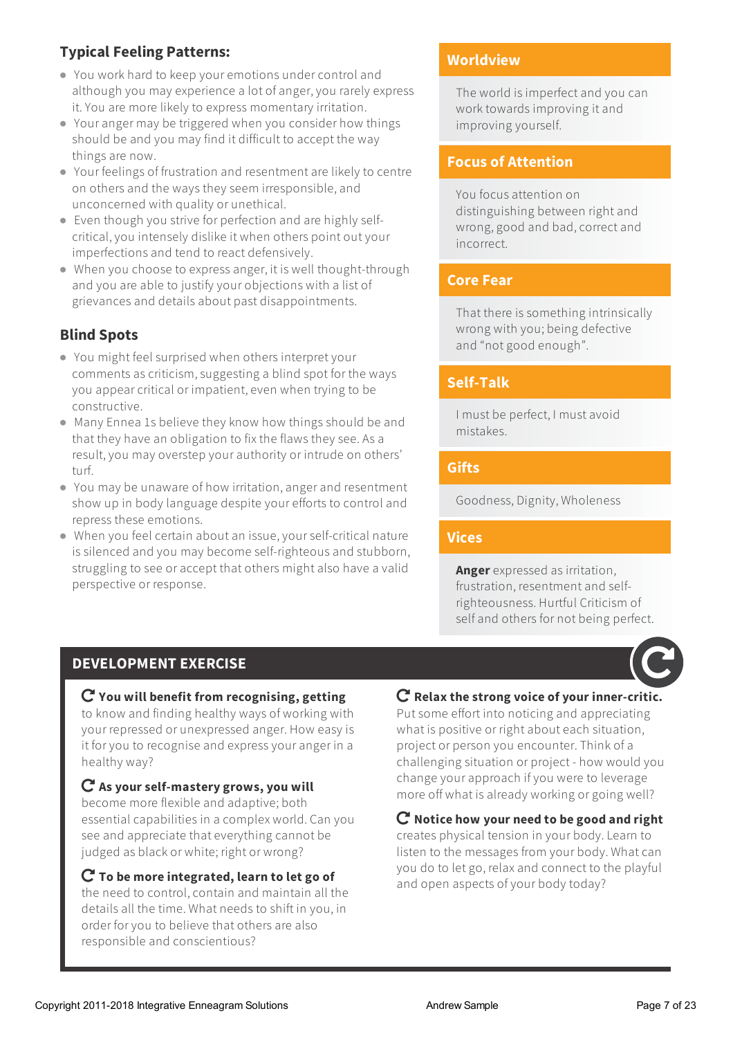## Typical Feeling Patterns:

- You work hard to keep your emotions under control and although you may experience a lot of anger, you rarely express it. You are more likely to express momentary irritation.
- Your anger may be triggered when you consider how things should be and you may find it difficult to accept the way things are now.
- Your feelings of frustration and resentment are likely to centre on others and the ways they seem irresponsible, and unconcerned with quality or unethical.
- Even though you strive for perfection and are highly self-critical, you intensely dislike it when others point out your imperfections and tend to react defensively.
- When you choose to express anger, it is well thought-through and you are able to justify your objections with a list of grievances and details about past disappointments.

## Blind Spots

- You might feel surprised when others interpret your comments as criticism, suggesting a blind spot for the ways you appear critical or impatient, even when trying to be constructive.
- Many Ennea 1s believe they know how things should be and that they have an obligation to fix the flaws they see. As a result, you may overstep your authority or intrude on others' turf.
- You may be unaware of how irritation, anger and resentment show up in body language despite your efforts to control and repress these emotions.
- When you feel certain about an issue, your self-critical nature is silenced and you may become self-righteous and stubborn, struggling to see or accept that others might also have a valid perspective or response.

### Worldview

The world is imperfect and you can work towards improving it and improving yourself.

### Focus of Attention

You focus attention on distinguishing between right and wrong, good and bad, correct and incorrect.

### Core Fear

That there is something intrinsically wrong with you; being defective and "not good enough".

### Self-Talk

I must be perfect, I must avoid mistakes.

### Gifts

Goodness, Dignity, Wholeness

### Vices

**Anger** expressed as irritation, frustration, resentment and self-righteousness. Hurtful Criticism of self and others for not being perfect.

## DEVELOPMENT EXERCISE

**You will benefit from recognising, getting** to know and finding healthy ways of working with your repressed or unexpressed anger. How easy is it for you to recognise and express your anger in a healthy way?

**As your self-mastery grows, you will** become more flexible and adaptive; both essential capabilities in a complex world. Can you see and appreciate that everything cannot be judged as black or white; right or wrong?

**To be more integrated, learn to let go of** the need to control, contain and maintain all the details all the time. What needs to shift in you, in order for you to believe that others are also responsible and conscientious?

**Relax the strong voice of your inner-critic.** Put some effort into noticing and appreciating what is positive or right about each situation, project or person you encounter. Think of a challenging situation or project - how would you change your approach if you were to leverage more off what is already working or going well?

**Notice how your need to be good and right** creates physical tension in your body. Learn to listen to the messages from your body. What can you do to let go, relax and connect to the playful and open aspects of your body today?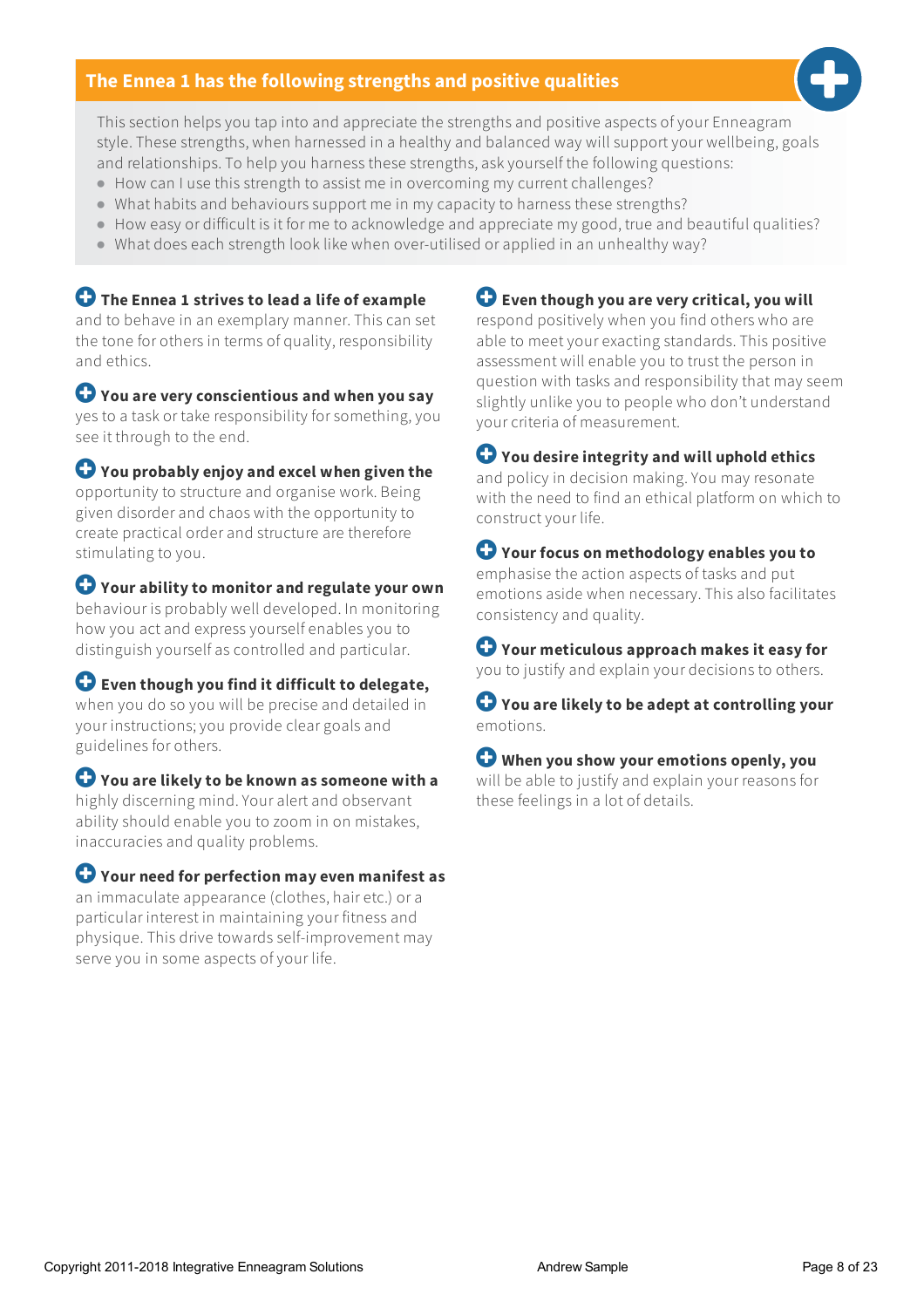## The Ennea 1 has the following strengths and positive qualities

This section helps you tap into and appreciate the strengths and positive aspects of your Enneagram style. These strengths, when harnessed in a healthy and balanced way will support your wellbeing, goals and relationships. To help you harness these strengths, ask yourself the following questions:

- How can I use this strength to assist me in overcoming my current challenges?
- What habits and behaviours support me in my capacity to harness these strengths?
- How easy or difficult is it for me to acknowledge and appreciate my good, true and beautiful qualities?
- What does each strength look like when over-utilised or applied in an unhealthy way?

**The Ennea 1 strives to lead a life of example** and to behave in an exemplary manner. This can set the tone for others in terms of quality, responsibility and ethics.

**You are very conscientious and when you say** yes to a task or take responsibility for something, you see it through to the end.

**You probably enjoy and excel when given the** opportunity to structure and organise work. Being given disorder and chaos with the opportunity to create practical order and structure are therefore stimulating to you.

**Your ability to monitor and regulate your own** behaviour is probably well developed. In monitoring how you act and express yourself enables you to distinguish yourself as controlled and particular.

**Even though you find it difficult to delegate,** when you do so you will be precise and detailed in your instructions; you provide clear goals and guidelines for others.

**You are likely to be known as someone with a** highly discerning mind. Your alert and observant ability should enable you to zoom in on mistakes, inaccuracies and quality problems.

**Your need for perfection may even manifest as** an immaculate appearance (clothes, hair etc.) or a particular interest in maintaining your fitness and physique. This drive towards self-improvement may serve you in some aspects of your life.

**Even though you are very critical, you will** respond positively when you find others who are able to meet your exacting standards. This positive assessment will enable you to trust the person in question with tasks and responsibility that may seem slightly unlike you to people who don't understand your criteria of measurement.

**You desire integrity and will uphold ethics** and policy in decision making. You may resonate with the need to find an ethical platform on which to construct your life.

**Your focus on methodology enables you to** emphasise the action aspects of tasks and put emotions aside when necessary. This also facilitates consistency and quality.

**Your meticulous approach makes it easy for** you to justify and explain your decisions to others.

**You are likely to be adept at controlling your** emotions.

**When you show your emotions openly, you** will be able to justify and explain your reasons for these feelings in a lot of details.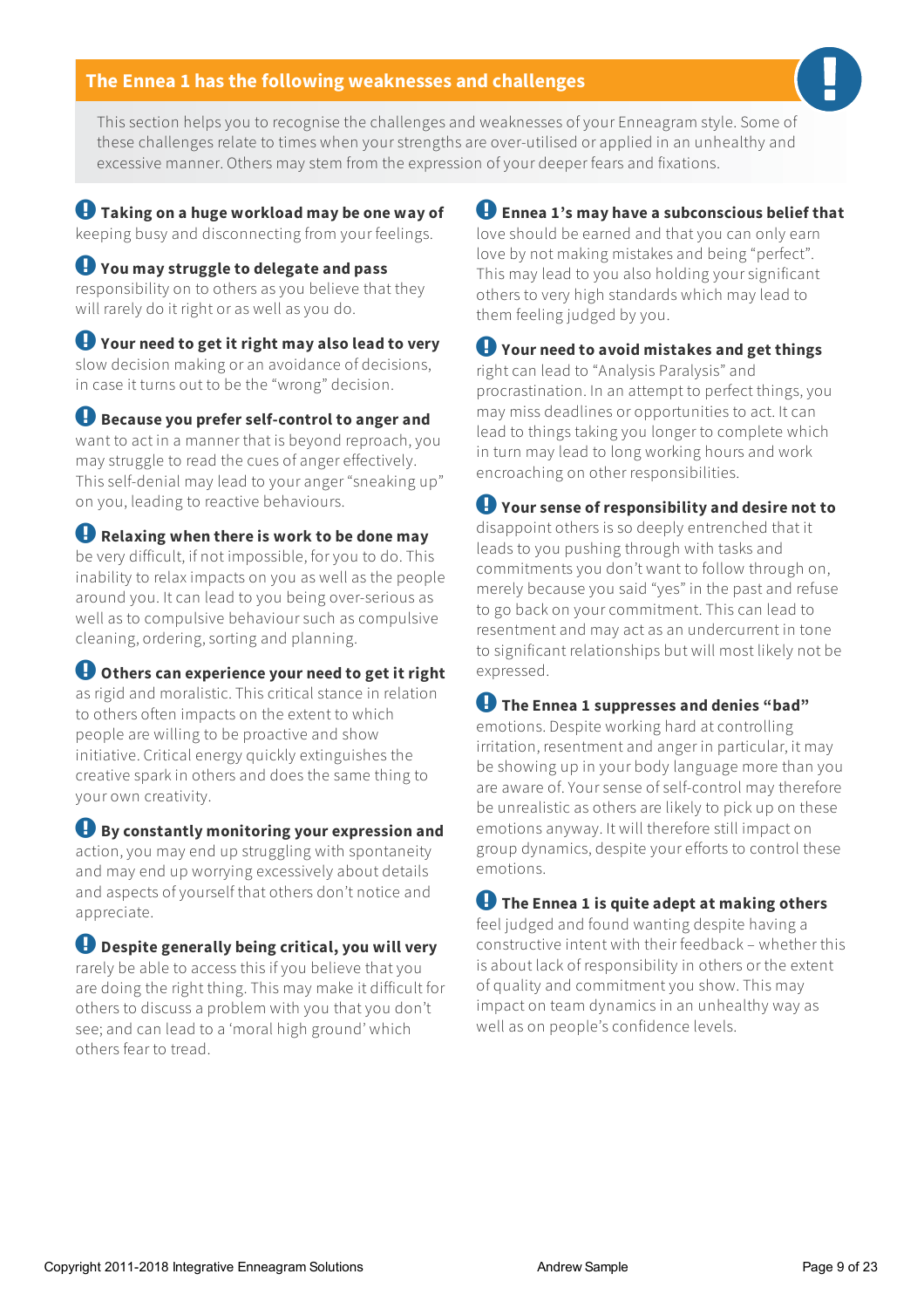## The Ennea 1 has the following weaknesses and challenges

This section helps you to recognise the challenges and weaknesses of your Enneagram style. Some of these challenges relate to times when your strengths are over-utilised or applied in an unhealthy and excessive manner. Others may stem from the expression of your deeper fears and fixations.

- **Taking on a huge workload may be one way of** keeping busy and disconnecting from your feelings.
- **You may struggle to delegate and pass** responsibility on to others as you believe that they will rarely do it right or as well as you do.
- **Your need to get it right may also lead to very** slow decision making or an avoidance of decisions, in case it turns out to be the "wrong" decision.
- **Because you prefer self-control to anger and** want to act in a manner that is beyond reproach, you may struggle to read the cues of anger effectively. This self-denial may lead to your anger "sneaking up" on you, leading to reactive behaviours.
- **Relaxing when there is work to be done may** be very difficult, if not impossible, for you to do. This inability to relax impacts on you as well as the people around you. It can lead to you being over-serious as well as to compulsive behaviour such as compulsive cleaning, ordering, sorting and planning.
- **Others can experience your need to get it right** as rigid and moralistic. This critical stance in relation to others often impacts on the extent to which people are willing to be proactive and show initiative. Critical energy quickly extinguishes the creative spark in others and does the same thing to your own creativity.
- **By constantly monitoring your expression and** action, you may end up struggling with spontaneity and may end up worrying excessively about details and aspects of yourself that others don't notice and appreciate.
- **Despite generally being critical, you will very** rarely be able to access this if you believe that you are doing the right thing. This may make it difficult for others to discuss a problem with you that you don't see; and can lead to a 'moral high ground' which others fear to tread.
- **Ennea 1's may have a subconscious belief that** love should be earned and that you can only earn love by not making mistakes and being "perfect". This may lead to you also holding your significant others to very high standards which may lead to them feeling judged by you.
- **Your need to avoid mistakes and get things** right can lead to "Analysis Paralysis" and procrastination. In an attempt to perfect things, you may miss deadlines or opportunities to act. It can lead to things taking you longer to complete which in turn may lead to long working hours and work encroaching on other responsibilities.
- **Your sense of responsibility and desire not to** disappoint others is so deeply entrenched that it leads to you pushing through with tasks and commitments you don't want to follow through on, merely because you said "yes" in the past and refuse to go back on your commitment. This can lead to resentment and may act as an undercurrent in tone to significant relationships but will most likely not be expressed.
- **The Ennea 1 suppresses and denies "bad"** emotions. Despite working hard at controlling irritation, resentment and anger in particular, it may be showing up in your body language more than you are aware of. Your sense of self-control may therefore be unrealistic as others are likely to pick up on these emotions anyway. It will therefore still impact on group dynamics, despite your efforts to control these emotions.
- **The Ennea 1 is quite adept at making others** feel judged and found wanting despite having a constructive intent with their feedback – whether this is about lack of responsibility in others or the extent of quality and commitment you show. This may impact on team dynamics in an unhealthy way as well as on people's confidence levels.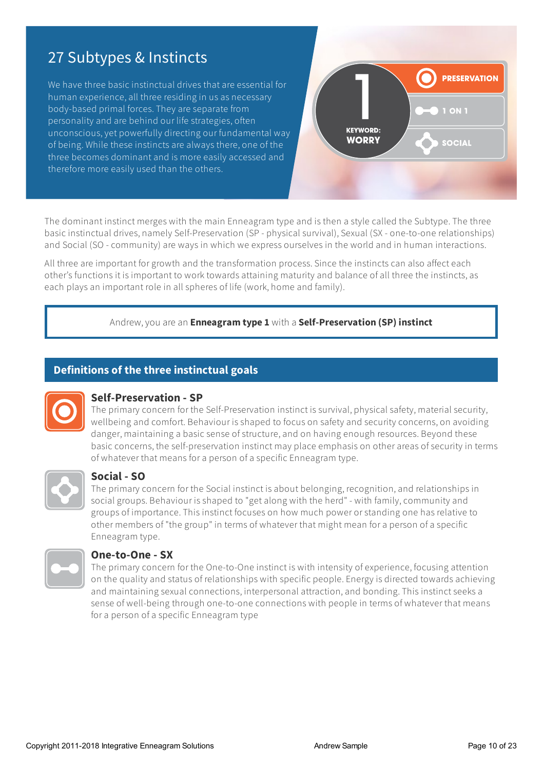# 27 Subtypes & Instincts

We have three basic instinctual drives that are essential for human experience, all three residing in us as necessary body-based primal forces. They are separate from personality and are behind our life strategies, often unconscious, yet powerfully directing our fundamental way of being. While these instincts are always there, one of the three becomes dominant and is more easily accessed and therefore more easily used than the others.

1
KEYWORD:
WORRY

PRESERVATION
1 ON 1
SOCIAL

The dominant instinct merges with the main Enneagram type and is then a style called the Subtype. The three basic instinctual drives, namely Self-Preservation (SP - physical survival), Sexual (SX - one-to-one relationships) and Social (SO - community) are ways in which we express ourselves in the world and in human interactions.

All three are important for growth and the transformation process. Since the instincts can also affect each other's functions it is important to work towards attaining maturity and balance of all three the instincts, as each plays an important role in all spheres of life (work, home and family).

Andrew, you are an **Enneagram type 1** with a **Self-Preservation (SP) instinct**

## Definitions of the three instinctual goals

### Self-Preservation - SP

The primary concern for the Self-Preservation instinct is survival, physical safety, material security, wellbeing and comfort. Behaviour is shaped to focus on safety and security concerns, on avoiding danger, maintaining a basic sense of structure, and on having enough resources. Beyond these basic concerns, the self-preservation instinct may place emphasis on other areas of security in terms of whatever that means for a person of a specific Enneagram type.

### Social - SO

The primary concern for the Social instinct is about belonging, recognition, and relationships in social groups. Behaviour is shaped to "get along with the herd" - with family, community and groups of importance. This instinct focuses on how much power or standing one has relative to other members of "the group" in terms of whatever that might mean for a person of a specific Enneagram type.

### One-to-One - SX

The primary concern for the One-to-One instinct is with intensity of experience, focusing attention on the quality and status of relationships with specific people. Energy is directed towards achieving and maintaining sexual connections, interpersonal attraction, and bonding. This instinct seeks a sense of well-being through one-to-one connections with people in terms of whatever that means for a person of a specific Enneagram type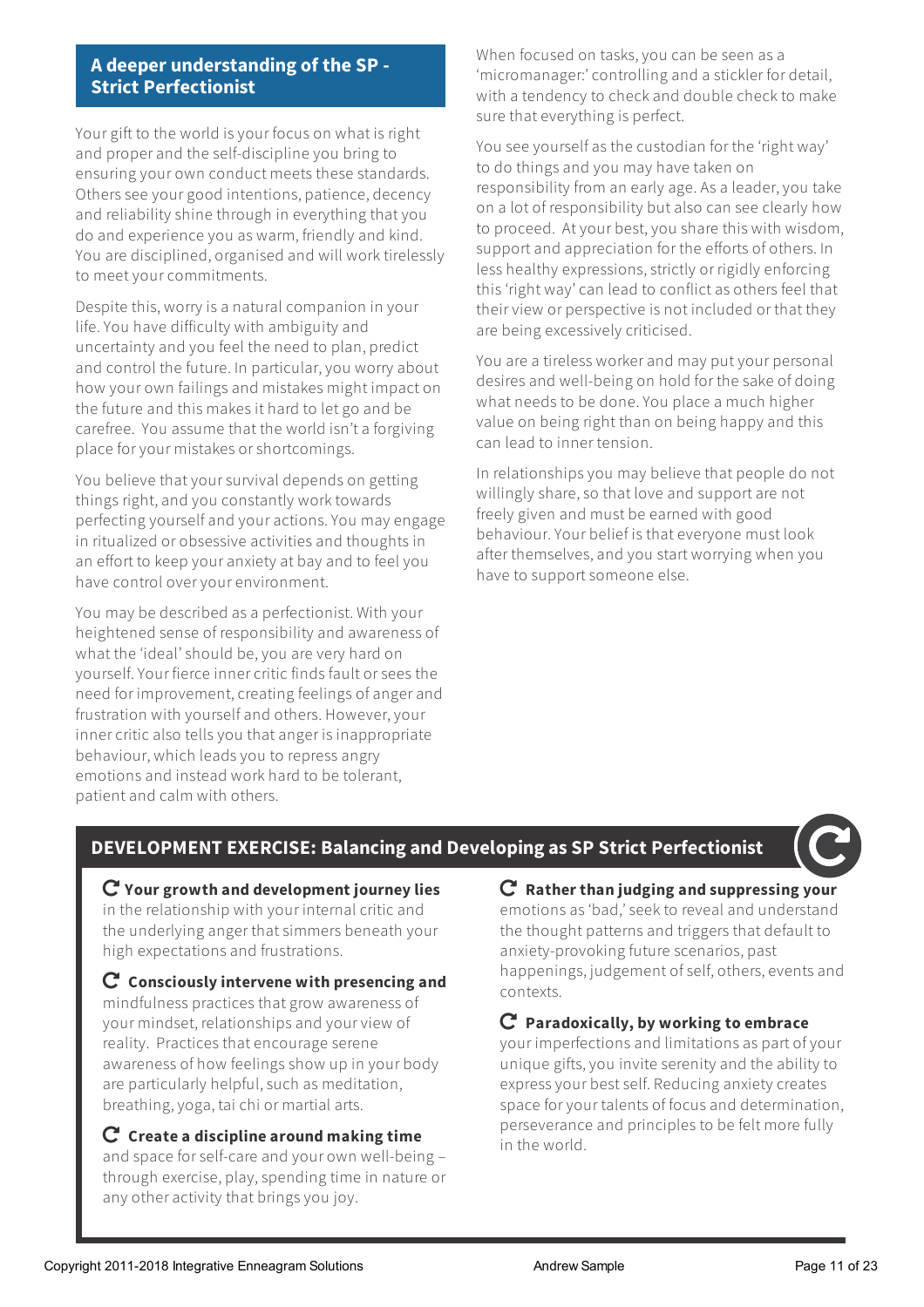## A deeper understanding of the SP - Strict Perfectionist

Your gift to the world is your focus on what is right and proper and the self-discipline you bring to ensuring your own conduct meets these standards. Others see your good intentions, patience, decency and reliability shine through in everything that you do and experience you as warm, friendly and kind. You are disciplined, organised and will work tirelessly to meet your commitments.

Despite this, worry is a natural companion in your life. You have difficulty with ambiguity and uncertainty and you feel the need to plan, predict and control the future. In particular, you worry about how your own failings and mistakes might impact on the future and this makes it hard to let go and be carefree. You assume that the world isn't a forgiving place for your mistakes or shortcomings.

You believe that your survival depends on getting things right, and you constantly work towards perfecting yourself and your actions. You may engage in ritualized or obsessive activities and thoughts in an effort to keep your anxiety at bay and to feel you have control over your environment.

You may be described as a perfectionist. With your heightened sense of responsibility and awareness of what the 'ideal' should be, you are very hard on yourself. Your fierce inner critic finds fault or sees the need for improvement, creating feelings of anger and frustration with yourself and others. However, your inner critic also tells you that anger is inappropriate behaviour, which leads you to repress angry emotions and instead work hard to be tolerant, patient and calm with others.

When focused on tasks, you can be seen as a 'micromanager:' controlling and a stickler for detail, with a tendency to check and double check to make sure that everything is perfect.

You see yourself as the custodian for the 'right way' to do things and you may have taken on responsibility from an early age. As a leader, you take on a lot of responsibility but also can see clearly how to proceed. At your best, you share this with wisdom, support and appreciation for the efforts of others. In less healthy expressions, strictly or rigidly enforcing this 'right way' can lead to conflict as others feel that their view or perspective is not included or that they are being excessively criticised.

You are a tireless worker and may put your personal desires and well-being on hold for the sake of doing what needs to be done. You place a much higher value on being right than on being happy and this can lead to inner tension.

In relationships you may believe that people do not willingly share, so that love and support are not freely given and must be earned with good behaviour. Your belief is that everyone must look after themselves, and you start worrying when you have to support someone else.

## DEVELOPMENT EXERCISE: Balancing and Developing as SP Strict Perfectionist

- **Your growth and development journey lies** in the relationship with your internal critic and the underlying anger that simmers beneath your high expectations and frustrations.

- **Consciously intervene with presencing and** mindfulness practices that grow awareness of your mindset, relationships and your view of reality. Practices that encourage serene awareness of how feelings show up in your body are particularly helpful, such as meditation, breathing, yoga, tai chi or martial arts.

- **Create a discipline around making time** and space for self-care and your own well-being – through exercise, play, spending time in nature or any other activity that brings you joy.

- **Rather than judging and suppressing your** emotions as 'bad,' seek to reveal and understand the thought patterns and triggers that default to anxiety-provoking future scenarios, past happenings, judgement of self, others, events and contexts.

- **Paradoxically, by working to embrace** your imperfections and limitations as part of your unique gifts, you invite serenity and the ability to express your best self. Reducing anxiety creates space for your talents of focus and determination, perseverance and principles to be felt more fully in the world.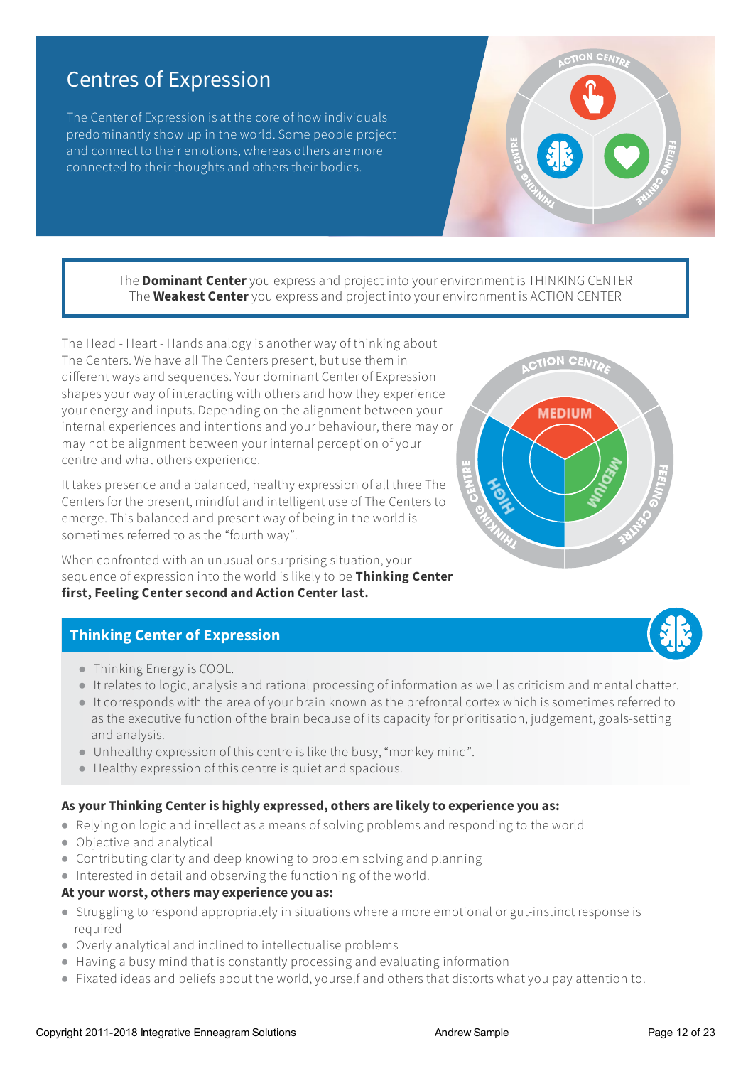# Centres of Expression

The Center of Expression is at the core of how individuals predominantly show up in the world. Some people project and connect to their emotions, whereas others are more connected to their thoughts and others their bodies.

The **Dominant Center** you express and project into your environment is THINKING CENTER
The **Weakest Center** you express and project into your environment is ACTION CENTER

The Head - Heart - Hands analogy is another way of thinking about The Centers. We have all The Centers present, but use them in different ways and sequences. Your dominant Center of Expression shapes your way of interacting with others and how they experience your energy and inputs. Depending on the alignment between your internal experiences and intentions and your behaviour, there may or may not be alignment between your internal perception of your centre and what others experience.

It takes presence and a balanced, healthy expression of all three The Centers for the present, mindful and intelligent use of The Centers to emerge. This balanced and present way of being in the world is sometimes referred to as the "fourth way".

When confronted with an unusual or surprising situation, your sequence of expression into the world is likely to be **Thinking Center first, Feeling Center second and Action Center last.**

## Thinking Center of Expression

- Thinking Energy is COOL.
- It relates to logic, analysis and rational processing of information as well as criticism and mental chatter.
- It corresponds with the area of your brain known as the prefrontal cortex which is sometimes referred to as the executive function of the brain because of its capacity for prioritisation, judgement, goals-setting and analysis.
- Unhealthy expression of this centre is like the busy, "monkey mind".
- Healthy expression of this centre is quiet and spacious.

**As your Thinking Center is highly expressed, others are likely to experience you as:**

- Relying on logic and intellect as a means of solving problems and responding to the world
- Objective and analytical
- Contributing clarity and deep knowing to problem solving and planning
- Interested in detail and observing the functioning of the world.

**At your worst, others may experience you as:**

- Struggling to respond appropriately in situations where a more emotional or gut-instinct response is required
- Overly analytical and inclined to intellectualise problems
- Having a busy mind that is constantly processing and evaluating information
- Fixated ideas and beliefs about the world, yourself and others that distorts what you pay attention to.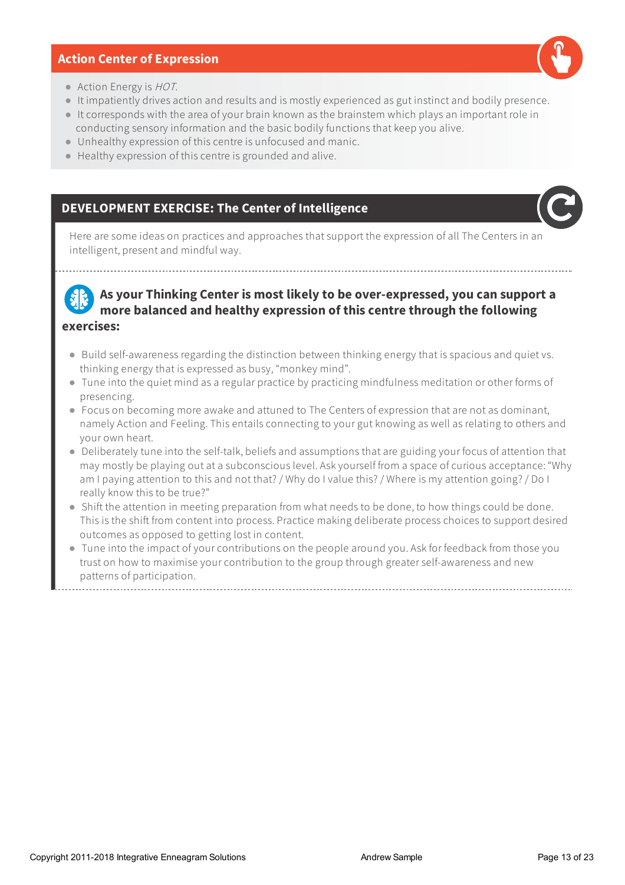## Action Center of Expression

- Action Energy is *HOT*.
- It impatiently drives action and results and is mostly experienced as gut instinct and bodily presence.
- It corresponds with the area of your brain known as the brainstem which plays an important role in conducting sensory information and the basic bodily functions that keep you alive.
- Unhealthy expression of this centre is unfocused and manic.
- Healthy expression of this centre is grounded and alive.

## DEVELOPMENT EXERCISE: The Center of Intelligence

Here are some ideas on practices and approaches that support the expression of all The Centers in an intelligent, present and mindful way.

### As your Thinking Center is most likely to be over-expressed, you can support a more balanced and healthy expression of this centre through the following exercises:

- Build self-awareness regarding the distinction between thinking energy that is spacious and quiet vs. thinking energy that is expressed as busy, "monkey mind".
- Tune into the quiet mind as a regular practice by practicing mindfulness meditation or other forms of presencing.
- Focus on becoming more awake and attuned to The Centers of expression that are not as dominant, namely Action and Feeling. This entails connecting to your gut knowing as well as relating to others and your own heart.
- Deliberately tune into the self-talk, beliefs and assumptions that are guiding your focus of attention that may mostly be playing out at a subconscious level. Ask yourself from a space of curious acceptance: "Why am I paying attention to this and not that? / Why do I value this? / Where is my attention going? / Do I really know this to be true?"
- Shift the attention in meeting preparation from what needs to be done, to how things could be done. This is the shift from content into process. Practice making deliberate process choices to support desired outcomes as opposed to getting lost in content.
- Tune into the impact of your contributions on the people around you. Ask for feedback from those you trust on how to maximise your contribution to the group through greater self-awareness and new patterns of participation.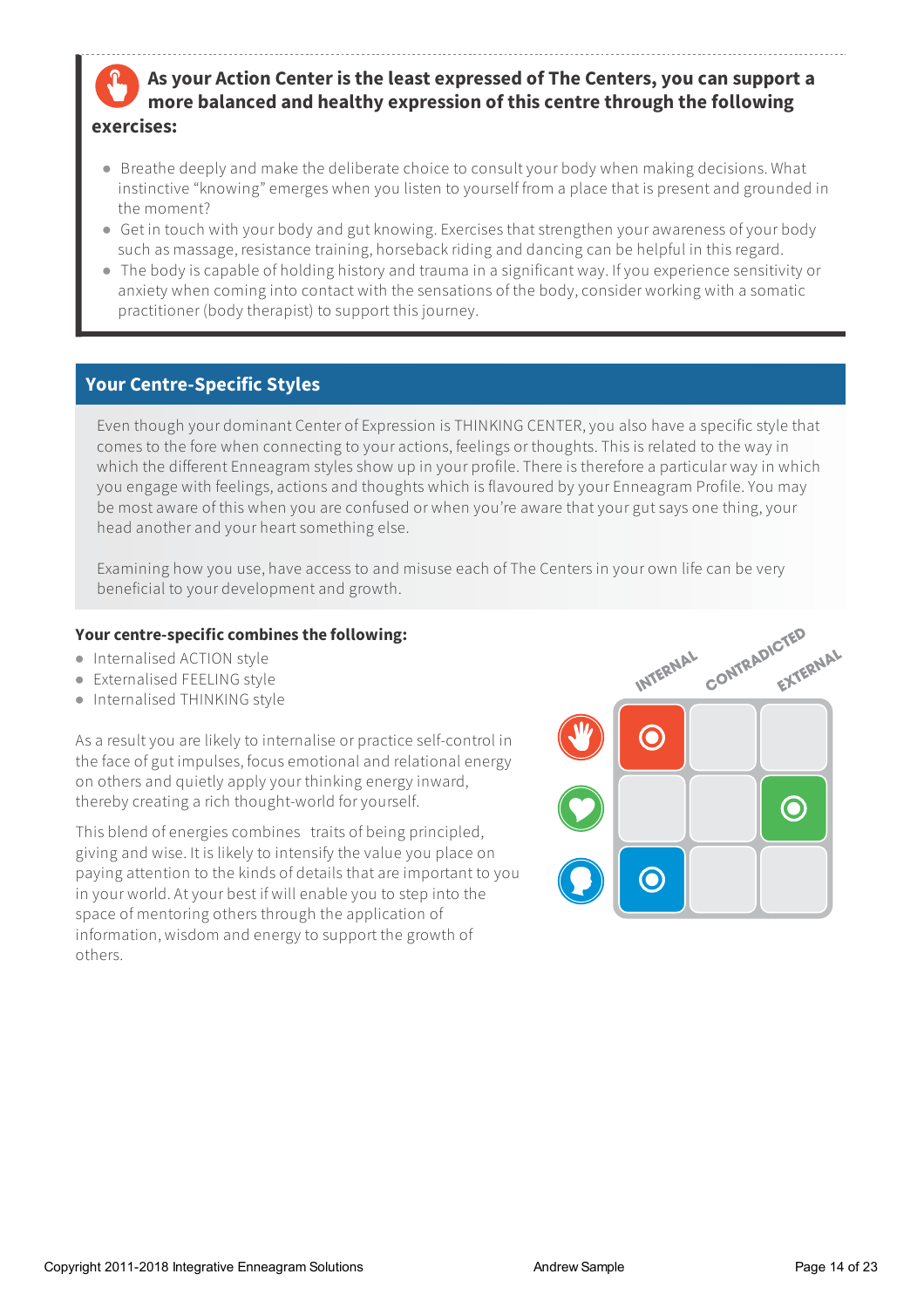### As your Action Center is the least expressed of The Centers, you can support a more balanced and healthy expression of this centre through the following exercises:

- Breathe deeply and make the deliberate choice to consult your body when making decisions. What instinctive "knowing" emerges when you listen to yourself from a place that is present and grounded in the moment?
- Get in touch with your body and gut knowing. Exercises that strengthen your awareness of your body such as massage, resistance training, horseback riding and dancing can be helpful in this regard.
- The body is capable of holding history and trauma in a significant way. If you experience sensitivity or anxiety when coming into contact with the sensations of the body, consider working with a somatic practitioner (body therapist) to support this journey.

## Your Centre-Specific Styles

Even though your dominant Center of Expression is THINKING CENTER, you also have a specific style that comes to the fore when connecting to your actions, feelings or thoughts. This is related to the way in which the different Enneagram styles show up in your profile. There is therefore a particular way in which you engage with feelings, actions and thoughts which is flavoured by your Enneagram Profile. You may be most aware of this when you are confused or when you're aware that your gut says one thing, your head another and your heart something else.

Examining how you use, have access to and misuse each of The Centers in your own life can be very beneficial to your development and growth.

**Your centre-specific combines the following:**

- Internalised ACTION style
- Externalised FEELING style
- Internalised THINKING style

As a result you are likely to internalise or practice self-control in the face of gut impulses, focus emotional and relational energy on others and quietly apply your thinking energy inward, thereby creating a rich thought-world for yourself.

This blend of energies combines traits of being principled, giving and wise. It is likely to intensify the value you place on paying attention to the kinds of details that are important to you in your world. At your best if will enable you to step into the space of mentoring others through the application of information, wisdom and energy to support the growth of others.

| | INTERNAL | CONTRADICTED | EXTERNAL |
|---|---|---|---|
| Action | ◉ | | |
| Feeling | | | ◉ |
| Thinking | ◉ | | |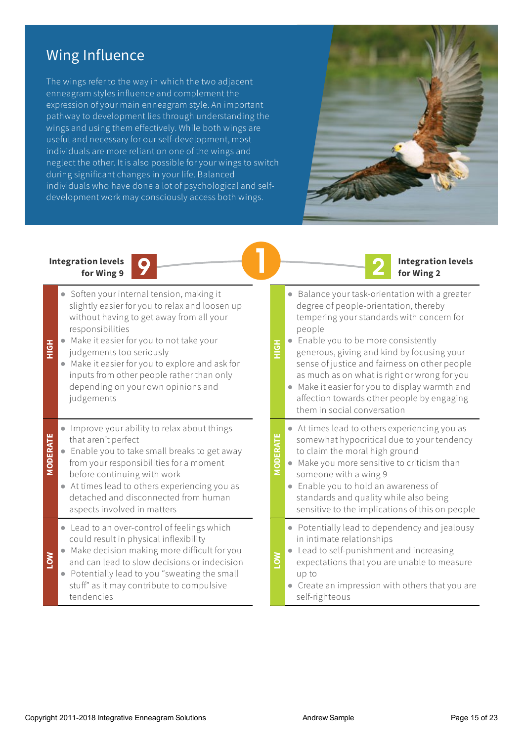## Wing Influence

The wings refer to the way in which the two adjacent enneagram styles influence and complement the expression of your main enneagram style. An important pathway to development lies through understanding the wings and using them effectively. While both wings are useful and necessary for our self-development, most individuals are more reliant on one of the wings and neglect the other. It is also possible for your wings to switch during significant changes in your life. Balanced individuals who have done a lot of psychological and self-development work may consciously access both wings.

1

### Integration levels for Wing 9

**HIGH**

- Soften your internal tension, making it slightly easier for you to relax and loosen up without having to get away from all your responsibilities
- Make it easier for you to not take your judgements too seriously
- Make it easier for you to explore and ask for inputs from other people rather than only depending on your own opinions and judgements

**MODERATE**

- Improve your ability to relax about things that aren't perfect
- Enable you to take small breaks to get away from your responsibilities for a moment before continuing with work
- At times lead to others experiencing you as detached and disconnected from human aspects involved in matters

**LOW**

- Lead to an over-control of feelings which could result in physical inflexibility
- Make decision making more difficult for you and can lead to slow decisions or indecision
- Potentially lead to you "sweating the small stuff" as it may contribute to compulsive tendencies

### Integration levels for Wing 2

**HIGH**

- Balance your task-orientation with a greater degree of people-orientation, thereby tempering your standards with concern for people
- Enable you to be more consistently generous, giving and kind by focusing your sense of justice and fairness on other people as much as on what is right or wrong for you
- Make it easier for you to display warmth and affection towards other people by engaging them in social conversation

**MODERATE**

- At times lead to others experiencing you as somewhat hypocritical due to your tendency to claim the moral high ground
- Make you more sensitive to criticism than someone with a wing 9
- Enable you to hold an awareness of standards and quality while also being sensitive to the implications of this on people

**LOW**

- Potentially lead to dependency and jealousy in intimate relationships
- Lead to self-punishment and increasing expectations that you are unable to measure up to
- Create an impression with others that you are self-righteous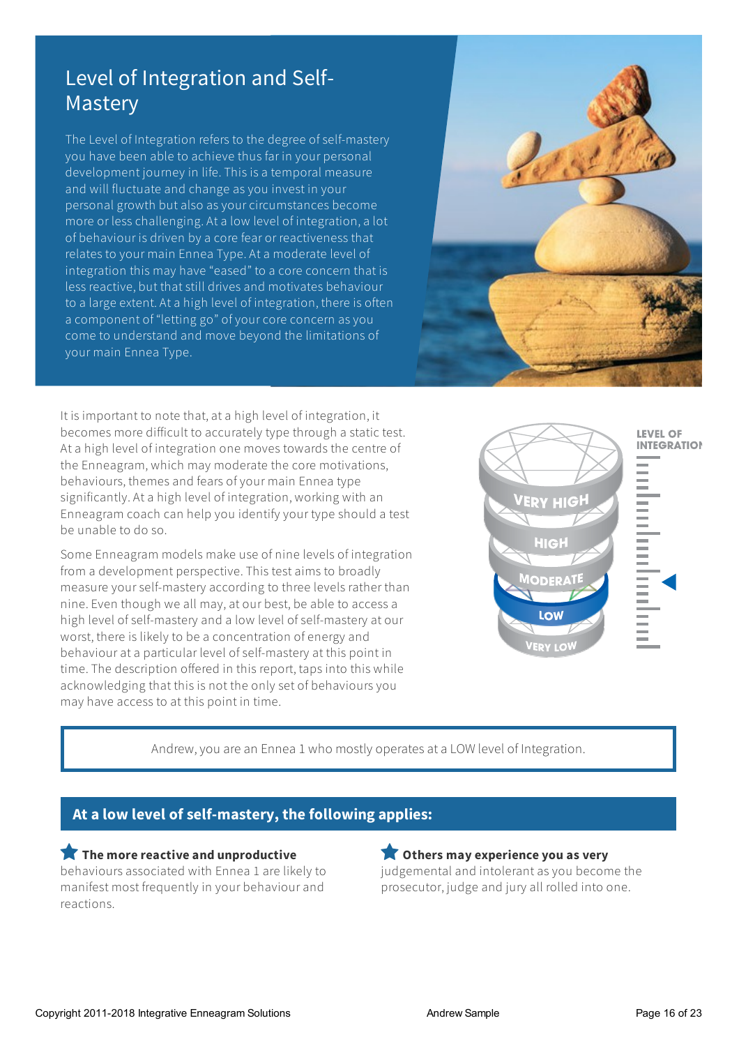# Level of Integration and Self-Mastery

The Level of Integration refers to the degree of self-mastery you have been able to achieve thus far in your personal development journey in life. This is a temporal measure and will fluctuate and change as you invest in your personal growth but also as your circumstances become more or less challenging. At a low level of integration, a lot of behaviour is driven by a core fear or reactiveness that relates to your main Ennea Type. At a moderate level of integration this may have "eased" to a core concern that is less reactive, but that still drives and motivates behaviour to a large extent. At a high level of integration, there is often a component of "letting go" of your core concern as you come to understand and move beyond the limitations of your main Ennea Type.

It is important to note that, at a high level of integration, it becomes more difficult to accurately type through a static test. At a high level of integration one moves towards the centre of the Enneagram, which may moderate the core motivations, behaviours, themes and fears of your main Ennea type significantly. At a high level of integration, working with an Enneagram coach can help you identify your type should a test be unable to do so.

Some Enneagram models make use of nine levels of integration from a development perspective. This test aims to broadly measure your self-mastery according to three levels rather than nine. Even though we all may, at our best, be able to access a high level of self-mastery and a low level of self-mastery at our worst, there is likely to be a concentration of energy and behaviour at a particular level of self-mastery at this point in time. The description offered in this report, taps into this while acknowledging that this is not the only set of behaviours you may have access to at this point in time.

LEVEL OF INTEGRATION

- VERY HIGH
- HIGH
- MODERATE
- LOW
- VERY LOW

Andrew, you are an Ennea 1 who mostly operates at a LOW level of Integration.

## At a low level of self-mastery, the following applies:

- **The more reactive and unproductive** behaviours associated with Ennea 1 are likely to manifest most frequently in your behaviour and reactions.
- **Others may experience you as very** judgemental and intolerant as you become the prosecutor, judge and jury all rolled into one.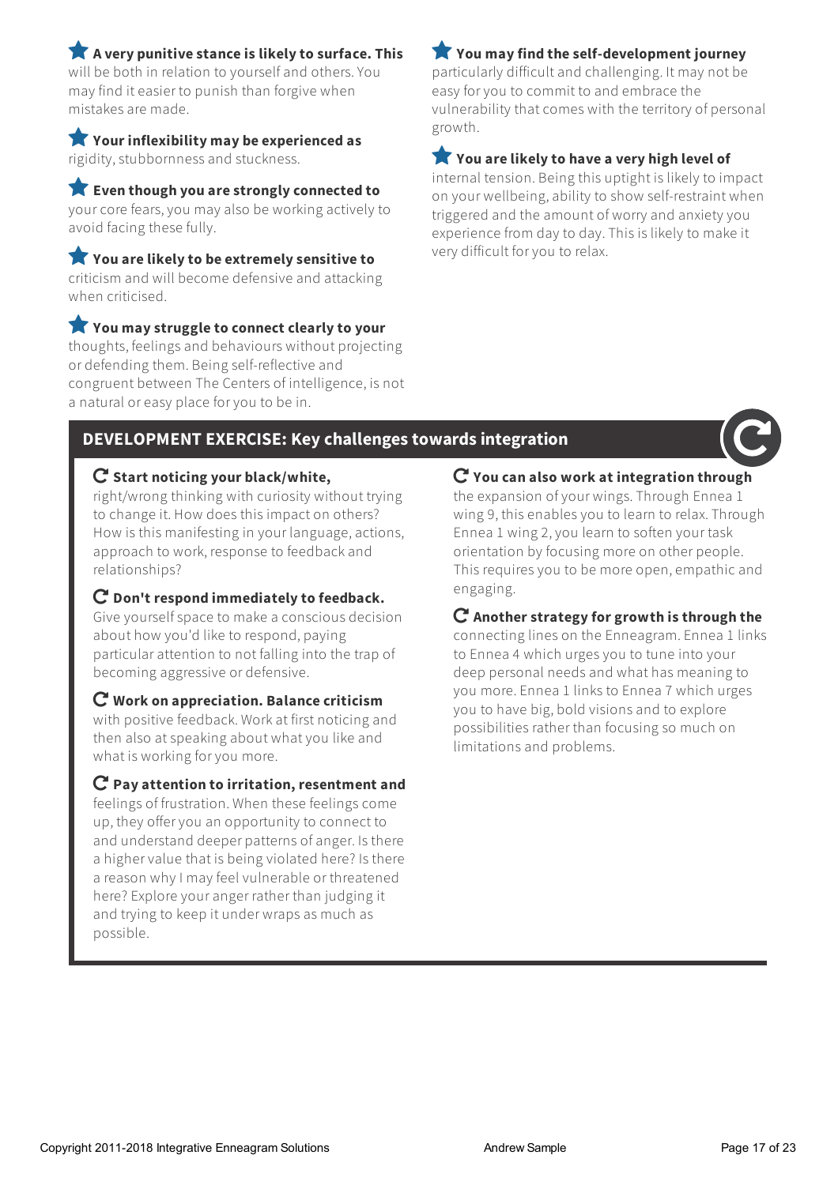- **A very punitive stance is likely to surface. This** will be both in relation to yourself and others. You may find it easier to punish than forgive when mistakes are made.

- **Your inflexibility may be experienced as** rigidity, stubbornness and stuckness.

- **Even though you are strongly connected to** your core fears, you may also be working actively to avoid facing these fully.

- **You are likely to be extremely sensitive to** criticism and will become defensive and attacking when criticised.

- **You may struggle to connect clearly to your** thoughts, feelings and behaviours without projecting or defending them. Being self-reflective and congruent between The Centers of intelligence, is not a natural or easy place for you to be in.

- **You may find the self-development journey** particularly difficult and challenging. It may not be easy for you to commit to and embrace the vulnerability that comes with the territory of personal growth.

- **You are likely to have a very high level of** internal tension. Being this uptight is likely to impact on your wellbeing, ability to show self-restraint when triggered and the amount of worry and anxiety you experience from day to day. This is likely to make it very difficult for you to relax.

## DEVELOPMENT EXERCISE: Key challenges towards integration

- **Start noticing your black/white,** right/wrong thinking with curiosity without trying to change it. How does this impact on others? How is this manifesting in your language, actions, approach to work, response to feedback and relationships?

- **Don't respond immediately to feedback.** Give yourself space to make a conscious decision about how you'd like to respond, paying particular attention to not falling into the trap of becoming aggressive or defensive.

- **Work on appreciation. Balance criticism** with positive feedback. Work at first noticing and then also at speaking about what you like and what is working for you more.

- **Pay attention to irritation, resentment and** feelings of frustration. When these feelings come up, they offer you an opportunity to connect to and understand deeper patterns of anger. Is there a higher value that is being violated here? Is there a reason why I may feel vulnerable or threatened here? Explore your anger rather than judging it and trying to keep it under wraps as much as possible.

- **You can also work at integration through** the expansion of your wings. Through Ennea 1 wing 9, this enables you to learn to relax. Through Ennea 1 wing 2, you learn to soften your task orientation by focusing more on other people. This requires you to be more open, empathic and engaging.

- **Another strategy for growth is through the** connecting lines on the Enneagram. Ennea 1 links to Ennea 4 which urges you to tune into your deep personal needs and what has meaning to you more. Ennea 1 links to Ennea 7 which urges you to have big, bold visions and to explore possibilities rather than focusing so much on limitations and problems.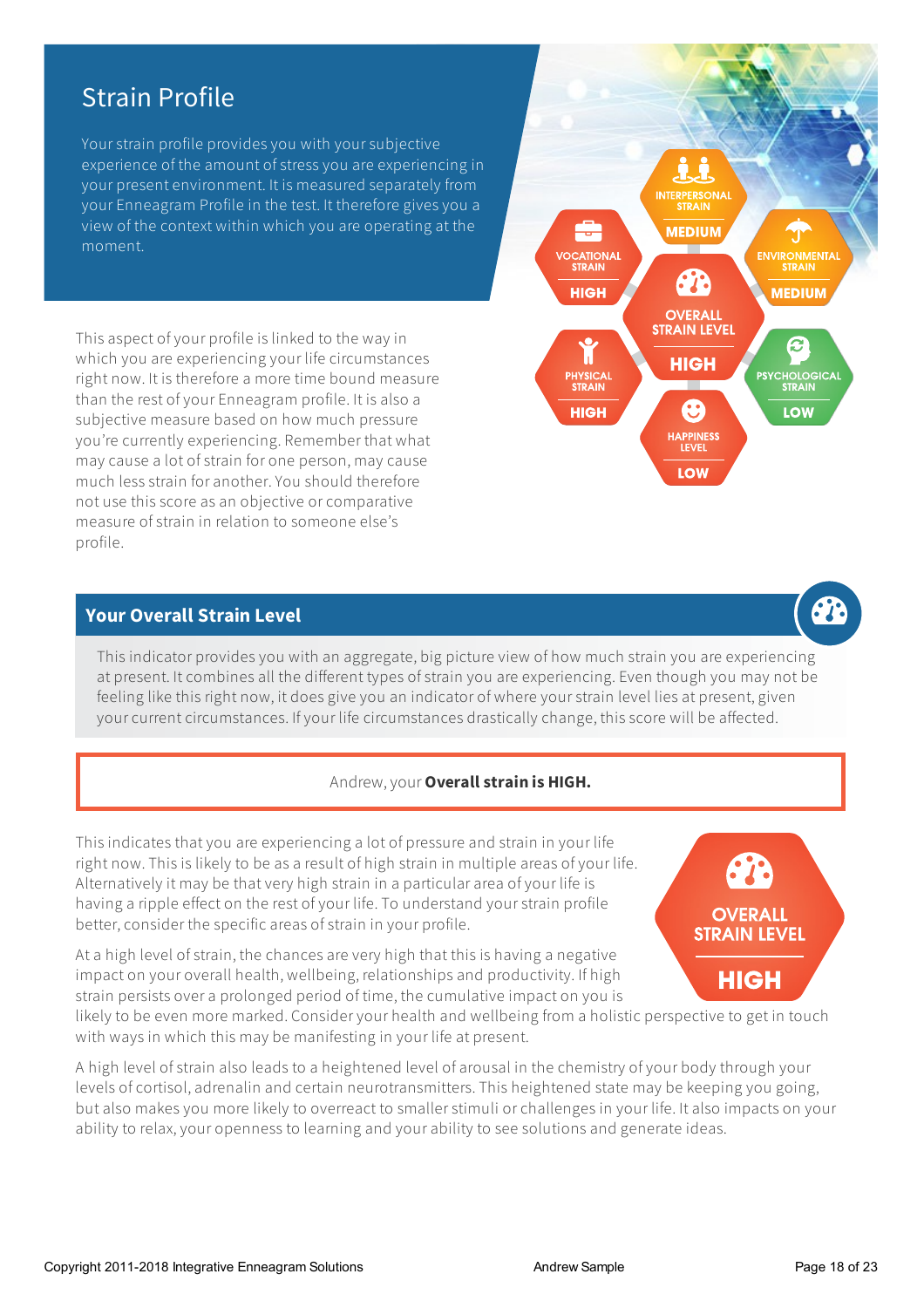# Strain Profile

Your strain profile provides you with your subjective experience of the amount of stress you are experiencing in your present environment. It is measured separately from your Enneagram Profile in the test. It therefore gives you a view of the context within which you are operating at the moment.

| Strain | Level |
| --- | --- |
| Interpersonal Strain | MEDIUM |
| Vocational Strain | HIGH |
| Environmental Strain | MEDIUM |
| Overall Strain Level | HIGH |
| Physical Strain | HIGH |
| Psychological Strain | LOW |
| Happiness Level | LOW |

This aspect of your profile is linked to the way in which you are experiencing your life circumstances right now. It is therefore a more time bound measure than the rest of your Enneagram profile. It is also a subjective measure based on how much pressure you're currently experiencing. Remember that what may cause a lot of strain for one person, may cause much less strain for another. You should therefore not use this score as an objective or comparative measure of strain in relation to someone else's profile.

## Your Overall Strain Level

This indicator provides you with an aggregate, big picture view of how much strain you are experiencing at present. It combines all the different types of strain you are experiencing. Even though you may not be feeling like this right now, it does give you an indicator of where your strain level lies at present, given your current circumstances. If your life circumstances drastically change, this score will be affected.

Andrew, your **Overall strain is HIGH.**

OVERALL STRAIN LEVEL: HIGH

This indicates that you are experiencing a lot of pressure and strain in your life right now. This is likely to be as a result of high strain in multiple areas of your life. Alternatively it may be that very high strain in a particular area of your life is having a ripple effect on the rest of your life. To understand your strain profile better, consider the specific areas of strain in your profile.

At a high level of strain, the chances are very high that this is having a negative impact on your overall health, wellbeing, relationships and productivity. If high strain persists over a prolonged period of time, the cumulative impact on you is likely to be even more marked. Consider your health and wellbeing from a holistic perspective to get in touch with ways in which this may be manifesting in your life at present.

A high level of strain also leads to a heightened level of arousal in the chemistry of your body through your levels of cortisol, adrenalin and certain neurotransmitters. This heightened state may be keeping you going, but also makes you more likely to overreact to smaller stimuli or challenges in your life. It also impacts on your ability to relax, your openness to learning and your ability to see solutions and generate ideas.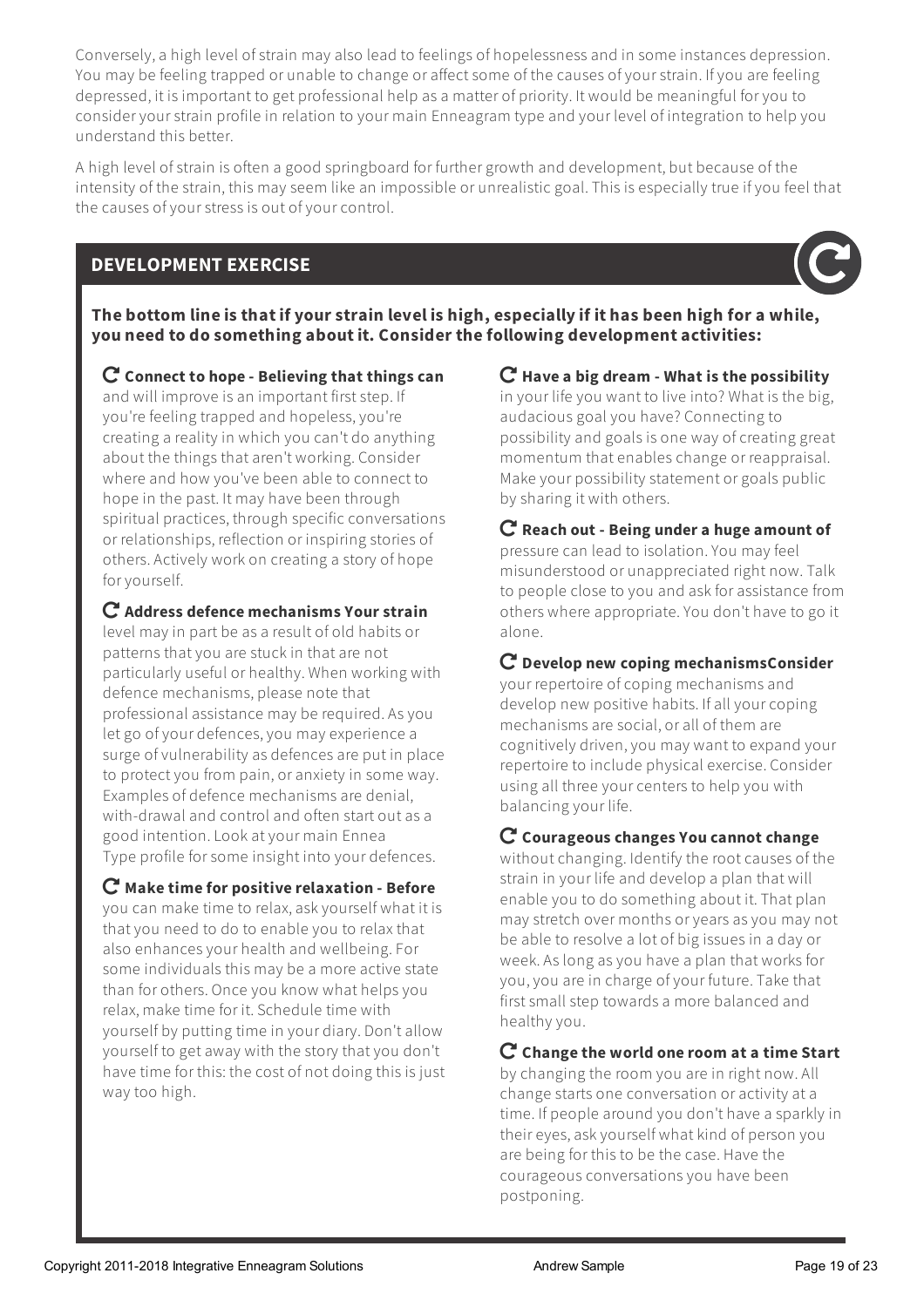Conversely, a high level of strain may also lead to feelings of hopelessness and in some instances depression. You may be feeling trapped or unable to change or affect some of the causes of your strain. If you are feeling depressed, it is important to get professional help as a matter of priority. It would be meaningful for you to consider your strain profile in relation to your main Enneagram type and your level of integration to help you understand this better.

A high level of strain is often a good springboard for further growth and development, but because of the intensity of the strain, this may seem like an impossible or unrealistic goal. This is especially true if you feel that the causes of your stress is out of your control.

## DEVELOPMENT EXERCISE

**The bottom line is that if your strain level is high, especially if it has been high for a while, you need to do something about it. Consider the following development activities:**

**Connect to hope - Believing that things can** and will improve is an important first step. If you're feeling trapped and hopeless, you're creating a reality in which you can't do anything about the things that aren't working. Consider where and how you've been able to connect to hope in the past. It may have been through spiritual practices, through specific conversations or relationships, reflection or inspiring stories of others. Actively work on creating a story of hope for yourself.

**Address defence mechanisms Your strain** level may in part be as a result of old habits or patterns that you are stuck in that are not particularly useful or healthy. When working with defence mechanisms, please note that professional assistance may be required. As you let go of your defences, you may experience a surge of vulnerability as defences are put in place to protect you from pain, or anxiety in some way. Examples of defence mechanisms are denial, with-drawal and control and often start out as a good intention. Look at your main Ennea Type profile for some insight into your defences.

**Make time for positive relaxation - Before** you can make time to relax, ask yourself what it is that you need to do to enable you to relax that also enhances your health and wellbeing. For some individuals this may be a more active state than for others. Once you know what helps you relax, make time for it. Schedule time with yourself by putting time in your diary. Don't allow yourself to get away with the story that you don't have time for this: the cost of not doing this is just way too high.

**Have a big dream - What is the possibility** in your life you want to live into? What is the big, audacious goal you have? Connecting to possibility and goals is one way of creating great momentum that enables change or reappraisal. Make your possibility statement or goals public by sharing it with others.

**Reach out - Being under a huge amount of** pressure can lead to isolation. You may feel misunderstood or unappreciated right now. Talk to people close to you and ask for assistance from others where appropriate. You don't have to go it alone.

**Develop new coping mechanismsConsider** your repertoire of coping mechanisms and develop new positive habits. If all your coping mechanisms are social, or all of them are cognitively driven, you may want to expand your repertoire to include physical exercise. Consider using all three your centers to help you with balancing your life.

**Courageous changes You cannot change** without changing. Identify the root causes of the strain in your life and develop a plan that will enable you to do something about it. That plan may stretch over months or years as you may not be able to resolve a lot of big issues in a day or week. As long as you have a plan that works for you, you are in charge of your future. Take that first small step towards a more balanced and healthy you.

**Change the world one room at a time Start** by changing the room you are in right now. All change starts one conversation or activity at a time. If people around you don't have a sparkly in their eyes, ask yourself what kind of person you are being for this to be the case. Have the courageous conversations you have been postponing.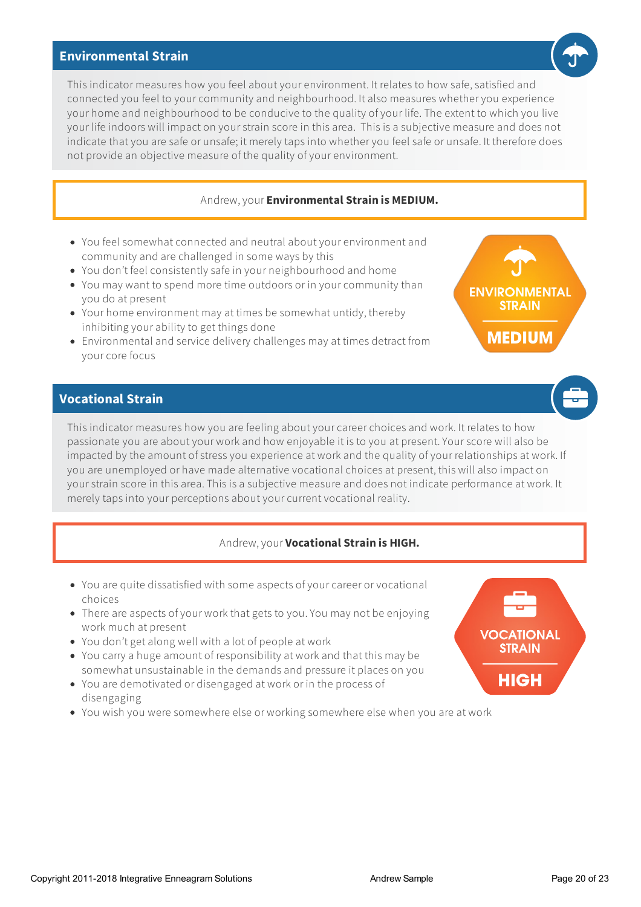## Environmental Strain

This indicator measures how you feel about your environment. It relates to how safe, satisfied and connected you feel to your community and neighbourhood. It also measures whether you experience your home and neighbourhood to be conducive to the quality of your life. The extent to which you live your life indoors will impact on your strain score in this area. This is a subjective measure and does not indicate that you are safe or unsafe; it merely taps into whether you feel safe or unsafe. It therefore does not provide an objective measure of the quality of your environment.

Andrew, your **Environmental Strain is MEDIUM.**

- You feel somewhat connected and neutral about your environment and community and are challenged in some ways by this
- You don't feel consistently safe in your neighbourhood and home
- You may want to spend more time outdoors or in your community than you do at present
- Your home environment may at times be somewhat untidy, thereby inhibiting your ability to get things done
- Environmental and service delivery challenges may at times detract from your core focus

ENVIRONMENTAL STRAIN

MEDIUM

## Vocational Strain

This indicator measures how you are feeling about your career choices and work. It relates to how passionate you are about your work and how enjoyable it is to you at present. Your score will also be impacted by the amount of stress you experience at work and the quality of your relationships at work. If you are unemployed or have made alternative vocational choices at present, this will also impact on your strain score in this area. This is a subjective measure and does not indicate performance at work. It merely taps into your perceptions about your current vocational reality.

Andrew, your **Vocational Strain is HIGH.**

- You are quite dissatisfied with some aspects of your career or vocational choices
- There are aspects of your work that gets to you. You may not be enjoying work much at present
- You don't get along well with a lot of people at work
- You carry a huge amount of responsibility at work and that this may be somewhat unsustainable in the demands and pressure it places on you
- You are demotivated or disengaged at work or in the process of disengaging
- You wish you were somewhere else or working somewhere else when you are at work

VOCATIONAL STRAIN

HIGH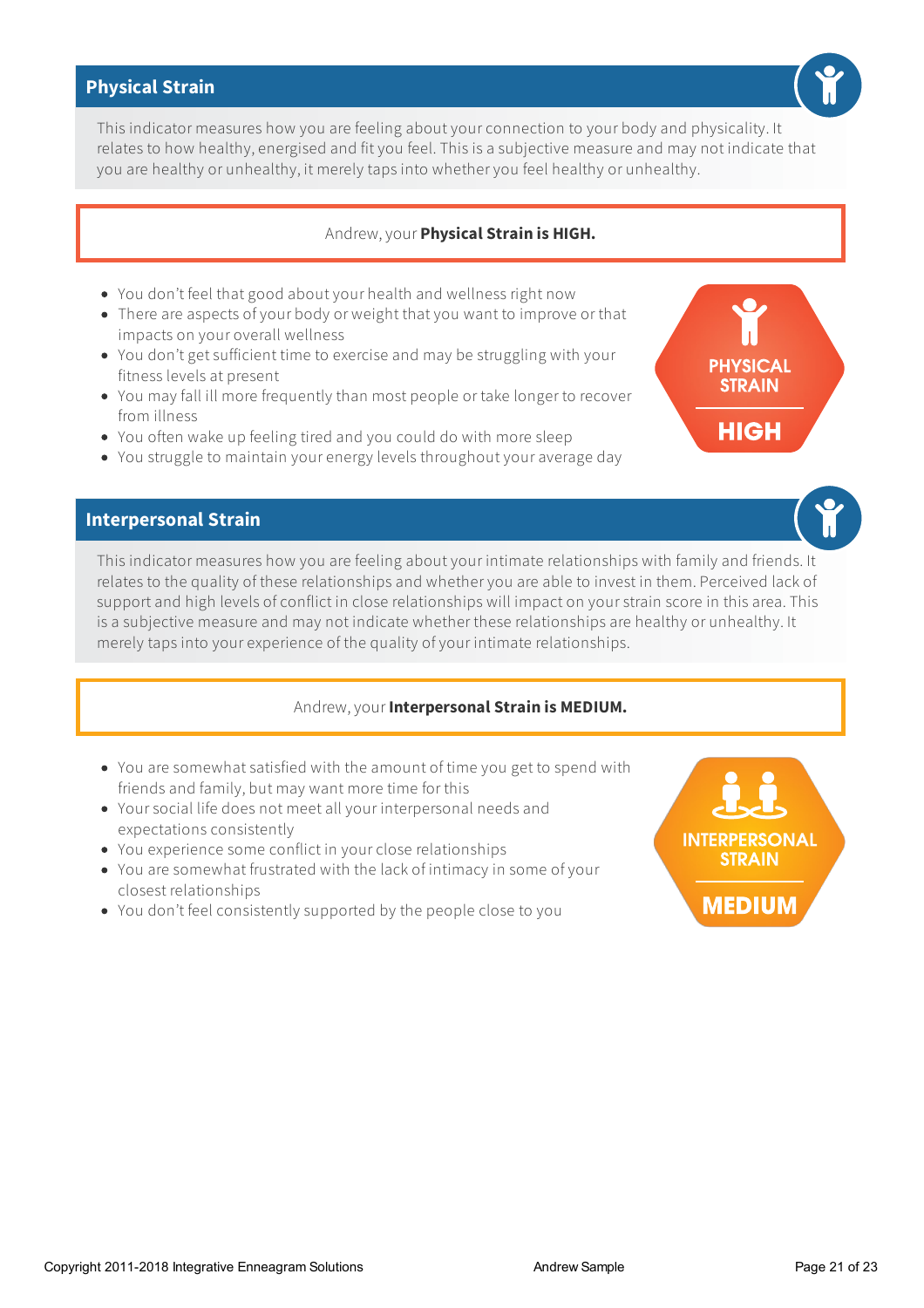## Physical Strain

This indicator measures how you are feeling about your connection to your body and physicality. It relates to how healthy, energised and fit you feel. This is a subjective measure and may not indicate that you are healthy or unhealthy, it merely taps into whether you feel healthy or unhealthy.

Andrew, your **Physical Strain is HIGH.**

- You don't feel that good about your health and wellness right now
- There are aspects of your body or weight that you want to improve or that impacts on your overall wellness
- You don't get sufficient time to exercise and may be struggling with your fitness levels at present
- You may fall ill more frequently than most people or take longer to recover from illness
- You often wake up feeling tired and you could do with more sleep
- You struggle to maintain your energy levels throughout your average day

PHYSICAL STRAIN

HIGH

## Interpersonal Strain

This indicator measures how you are feeling about your intimate relationships with family and friends. It relates to the quality of these relationships and whether you are able to invest in them. Perceived lack of support and high levels of conflict in close relationships will impact on your strain score in this area. This is a subjective measure and may not indicate whether these relationships are healthy or unhealthy. It merely taps into your experience of the quality of your intimate relationships.

Andrew, your **Interpersonal Strain is MEDIUM.**

- You are somewhat satisfied with the amount of time you get to spend with friends and family, but may want more time for this
- Your social life does not meet all your interpersonal needs and expectations consistently
- You experience some conflict in your close relationships
- You are somewhat frustrated with the lack of intimacy in some of your closest relationships
- You don't feel consistently supported by the people close to you

INTERPERSONAL STRAIN

MEDIUM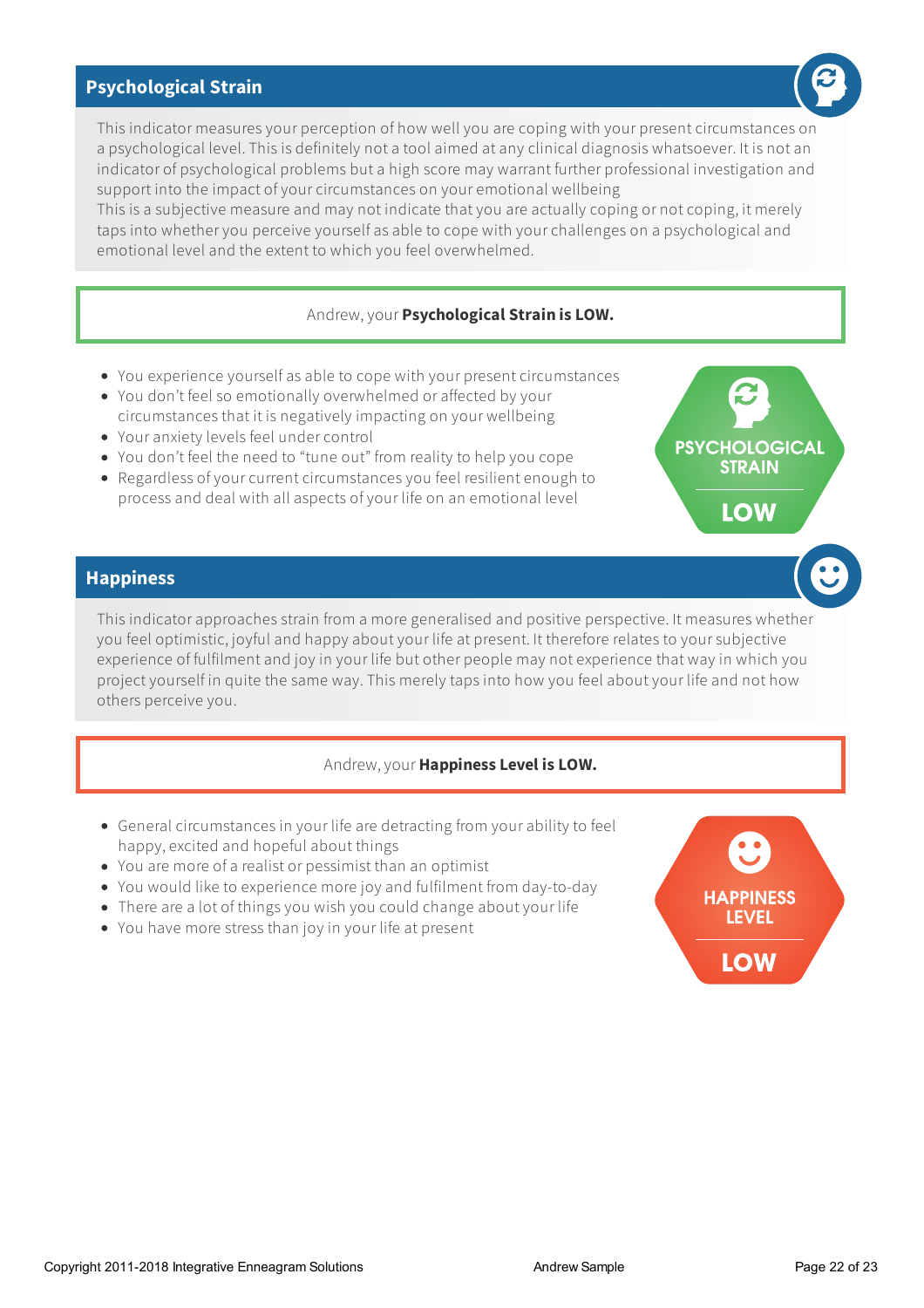## Psychological Strain

This indicator measures your perception of how well you are coping with your present circumstances on a psychological level. This is definitely not a tool aimed at any clinical diagnosis whatsoever. It is not an indicator of psychological problems but a high score may warrant further professional investigation and support into the impact of your circumstances on your emotional wellbeing
This is a subjective measure and may not indicate that you are actually coping or not coping, it merely taps into whether you perceive yourself as able to cope with your challenges on a psychological and emotional level and the extent to which you feel overwhelmed.

Andrew, your **Psychological Strain is LOW.**

- You experience yourself as able to cope with your present circumstances
- You don't feel so emotionally overwhelmed or affected by your circumstances that it is negatively impacting on your wellbeing
- Your anxiety levels feel under control
- You don't feel the need to "tune out" from reality to help you cope
- Regardless of your current circumstances you feel resilient enough to process and deal with all aspects of your life on an emotional level

PSYCHOLOGICAL STRAIN

LOW

## Happiness

This indicator approaches strain from a more generalised and positive perspective. It measures whether you feel optimistic, joyful and happy about your life at present. It therefore relates to your subjective experience of fulfilment and joy in your life but other people may not experience that way in which you project yourself in quite the same way. This merely taps into how you feel about your life and not how others perceive you.

Andrew, your **Happiness Level is LOW.**

- General circumstances in your life are detracting from your ability to feel happy, excited and hopeful about things
- You are more of a realist or pessimist than an optimist
- You would like to experience more joy and fulfilment from day-to-day
- There are a lot of things you wish you could change about your life
- You have more stress than joy in your life at present

HAPPINESS LEVEL

LOW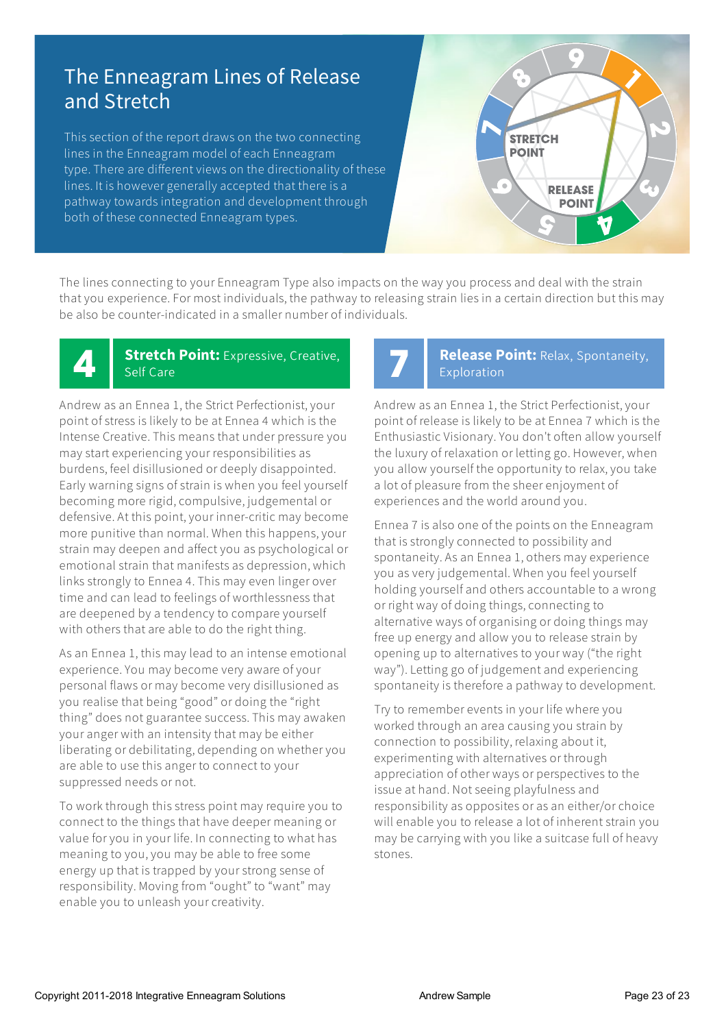# The Enneagram Lines of Release and Stretch

This section of the report draws on the two connecting lines in the Enneagram model of each Enneagram type. There are different views on the directionality of these lines. It is however generally accepted that there is a pathway towards integration and development through both of these connected Enneagram types.

STRETCH POINT

RELEASE POINT

The lines connecting to your Enneagram Type also impacts on the way you process and deal with the strain that you experience. For most individuals, the pathway to releasing strain lies in a certain direction but this may be also be counter-indicated in a smaller number of individuals.

## 4 **Stretch Point:** Expressive, Creative, Self Care

Andrew as an Ennea 1, the Strict Perfectionist, your point of stress is likely to be at Ennea 4 which is the Intense Creative. This means that under pressure you may start experiencing your responsibilities as burdens, feel disillusioned or deeply disappointed. Early warning signs of strain is when you feel yourself becoming more rigid, compulsive, judgemental or defensive. At this point, your inner-critic may become more punitive than normal. When this happens, your strain may deepen and affect you as psychological or emotional strain that manifests as depression, which links strongly to Ennea 4. This may even linger over time and can lead to feelings of worthlessness that are deepened by a tendency to compare yourself with others that are able to do the right thing.

As an Ennea 1, this may lead to an intense emotional experience. You may become very aware of your personal flaws or may become very disillusioned as you realise that being "good" or doing the "right thing" does not guarantee success. This may awaken your anger with an intensity that may be either liberating or debilitating, depending on whether you are able to use this anger to connect to your suppressed needs or not.

To work through this stress point may require you to connect to the things that have deeper meaning or value for you in your life. In connecting to what has meaning to you, you may be able to free some energy up that is trapped by your strong sense of responsibility. Moving from "ought" to "want" may enable you to unleash your creativity.

## 7 **Release Point:** Relax, Spontaneity, Exploration

Andrew as an Ennea 1, the Strict Perfectionist, your point of release is likely to be at Ennea 7 which is the Enthusiastic Visionary. You don't often allow yourself the luxury of relaxation or letting go. However, when you allow yourself the opportunity to relax, you take a lot of pleasure from the sheer enjoyment of experiences and the world around you.

Ennea 7 is also one of the points on the Enneagram that is strongly connected to possibility and spontaneity. As an Ennea 1, others may experience you as very judgemental. When you feel yourself holding yourself and others accountable to a wrong or right way of doing things, connecting to alternative ways of organising or doing things may free up energy and allow you to release strain by opening up to alternatives to your way ("the right way"). Letting go of judgement and experiencing spontaneity is therefore a pathway to development.

Try to remember events in your life where you worked through an area causing you strain by connection to possibility, relaxing about it, experimenting with alternatives or through appreciation of other ways or perspectives to the issue at hand. Not seeing playfulness and responsibility as opposites or as an either/or choice will enable you to release a lot of inherent strain you may be carrying with you like a suitcase full of heavy stones.